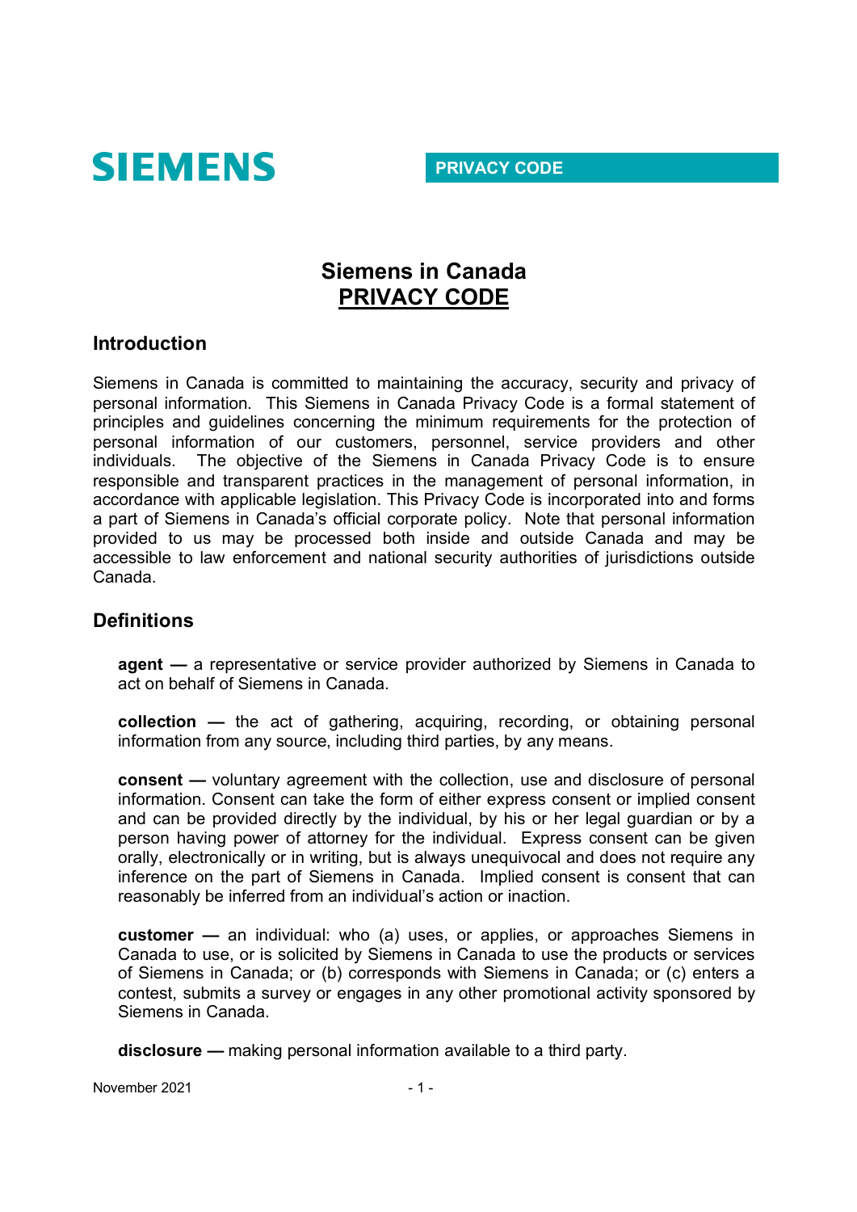SIEMENS

PRIVACY CODE

# Siemens in Canada
# PRIVACY CODE

## Introduction

Siemens in Canada is committed to maintaining the accuracy, security and privacy of personal information. This Siemens in Canada Privacy Code is a formal statement of principles and guidelines concerning the minimum requirements for the protection of personal information of our customers, personnel, service providers and other individuals. The objective of the Siemens in Canada Privacy Code is to ensure responsible and transparent practices in the management of personal information, in accordance with applicable legislation. This Privacy Code is incorporated into and forms a part of Siemens in Canada's official corporate policy. Note that personal information provided to us may be processed both inside and outside Canada and may be accessible to law enforcement and national security authorities of jurisdictions outside Canada.

## Definitions

**agent —** a representative or service provider authorized by Siemens in Canada to act on behalf of Siemens in Canada.

**collection —** the act of gathering, acquiring, recording, or obtaining personal information from any source, including third parties, by any means.

**consent —** voluntary agreement with the collection, use and disclosure of personal information. Consent can take the form of either express consent or implied consent and can be provided directly by the individual, by his or her legal guardian or by a person having power of attorney for the individual. Express consent can be given orally, electronically or in writing, but is always unequivocal and does not require any inference on the part of Siemens in Canada. Implied consent is consent that can reasonably be inferred from an individual's action or inaction.

**customer —** an individual: who (a) uses, or applies, or approaches Siemens in Canada to use, or is solicited by Siemens in Canada to use the products or services of Siemens in Canada; or (b) corresponds with Siemens in Canada; or (c) enters a contest, submits a survey or engages in any other promotional activity sponsored by Siemens in Canada.

**disclosure —** making personal information available to a third party.

November 2021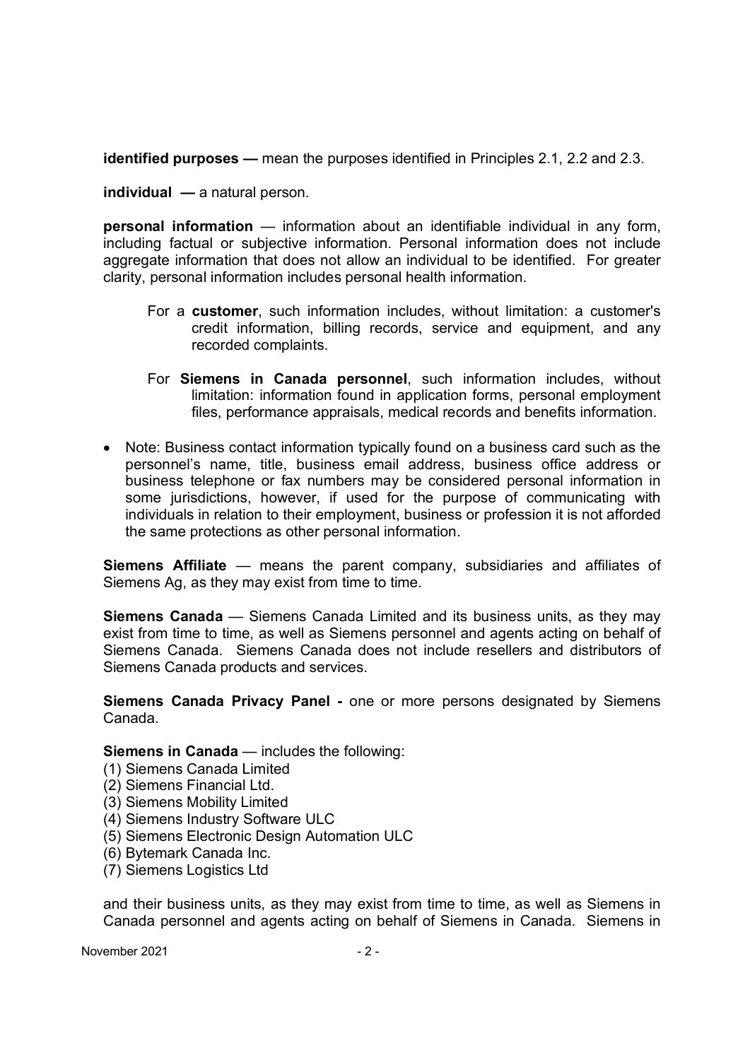**identified purposes —** mean the purposes identified in Principles 2.1, 2.2 and 2.3.

**individual —** a natural person.

**personal information** — information about an identifiable individual in any form, including factual or subjective information. Personal information does not include aggregate information that does not allow an individual to be identified. For greater clarity, personal information includes personal health information.

For a **customer**, such information includes, without limitation: a customer's credit information, billing records, service and equipment, and any recorded complaints.

For **Siemens in Canada personnel**, such information includes, without limitation: information found in application forms, personal employment files, performance appraisals, medical records and benefits information.

- Note: Business contact information typically found on a business card such as the personnel's name, title, business email address, business office address or business telephone or fax numbers may be considered personal information in some jurisdictions, however, if used for the purpose of communicating with individuals in relation to their employment, business or profession it is not afforded the same protections as other personal information.

**Siemens Affiliate** — means the parent company, subsidiaries and affiliates of Siemens Ag, as they may exist from time to time.

**Siemens Canada** — Siemens Canada Limited and its business units, as they may exist from time to time, as well as Siemens personnel and agents acting on behalf of Siemens Canada. Siemens Canada does not include resellers and distributors of Siemens Canada products and services.

**Siemens Canada Privacy Panel -** one or more persons designated by Siemens Canada.

**Siemens in Canada** — includes the following:
(1) Siemens Canada Limited
(2) Siemens Financial Ltd.
(3) Siemens Mobility Limited
(4) Siemens Industry Software ULC
(5) Siemens Electronic Design Automation ULC
(6) Bytemark Canada Inc.
(7) Siemens Logistics Ltd

and their business units, as they may exist from time to time, as well as Siemens in Canada personnel and agents acting on behalf of Siemens in Canada. Siemens in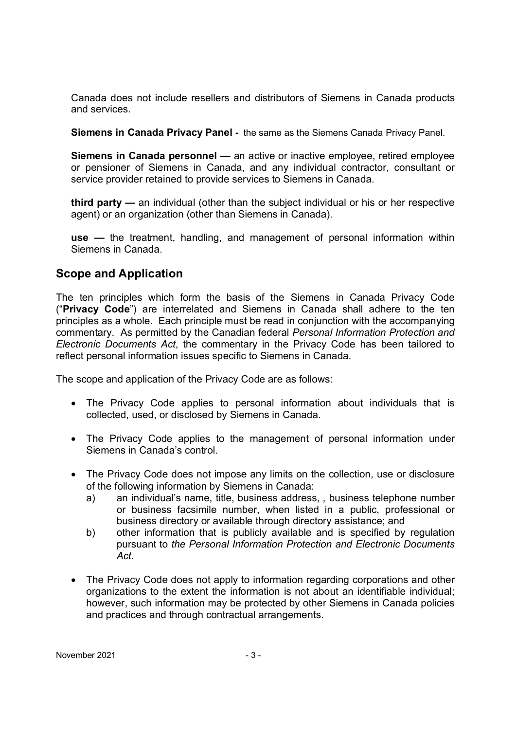Canada does not include resellers and distributors of Siemens in Canada products and services.

**Siemens in Canada Privacy Panel -** the same as the Siemens Canada Privacy Panel.

**Siemens in Canada personnel —** an active or inactive employee, retired employee or pensioner of Siemens in Canada, and any individual contractor, consultant or service provider retained to provide services to Siemens in Canada.

**third party —** an individual (other than the subject individual or his or her respective agent) or an organization (other than Siemens in Canada).

**use —** the treatment, handling, and management of personal information within Siemens in Canada.

## Scope and Application

The ten principles which form the basis of the Siemens in Canada Privacy Code ("**Privacy Code**") are interrelated and Siemens in Canada shall adhere to the ten principles as a whole. Each principle must be read in conjunction with the accompanying commentary. As permitted by the Canadian federal *Personal Information Protection and Electronic Documents Act*, the commentary in the Privacy Code has been tailored to reflect personal information issues specific to Siemens in Canada.

The scope and application of the Privacy Code are as follows:

- The Privacy Code applies to personal information about individuals that is collected, used, or disclosed by Siemens in Canada.
- The Privacy Code applies to the management of personal information under Siemens in Canada's control.
- The Privacy Code does not impose any limits on the collection, use or disclosure of the following information by Siemens in Canada:
  a) an individual's name, title, business address, , business telephone number or business facsimile number, when listed in a public, professional or business directory or available through directory assistance; and
  b) other information that is publicly available and is specified by regulation pursuant to *the Personal Information Protection and Electronic Documents Act*.
- The Privacy Code does not apply to information regarding corporations and other organizations to the extent the information is not about an identifiable individual; however, such information may be protected by other Siemens in Canada policies and practices and through contractual arrangements.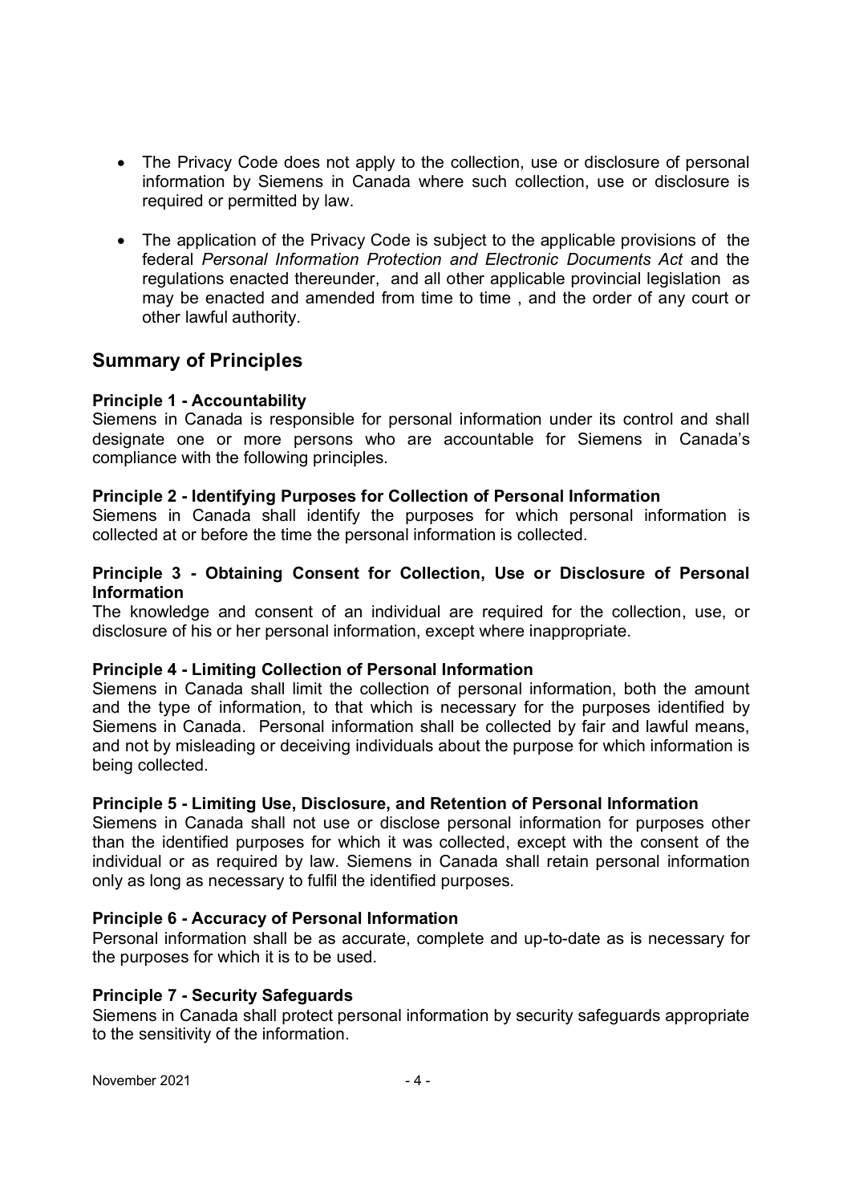- The Privacy Code does not apply to the collection, use or disclosure of personal information by Siemens in Canada where such collection, use or disclosure is required or permitted by law.

- The application of the Privacy Code is subject to the applicable provisions of the federal *Personal Information Protection and Electronic Documents Act* and the regulations enacted thereunder, and all other applicable provincial legislation as may be enacted and amended from time to time , and the order of any court or other lawful authority.

## Summary of Principles

**Principle 1 - Accountability**
Siemens in Canada is responsible for personal information under its control and shall designate one or more persons who are accountable for Siemens in Canada's compliance with the following principles.

**Principle 2 - Identifying Purposes for Collection of Personal Information**
Siemens in Canada shall identify the purposes for which personal information is collected at or before the time the personal information is collected.

**Principle 3 - Obtaining Consent for Collection, Use or Disclosure of Personal Information**
The knowledge and consent of an individual are required for the collection, use, or disclosure of his or her personal information, except where inappropriate.

**Principle 4 - Limiting Collection of Personal Information**
Siemens in Canada shall limit the collection of personal information, both the amount and the type of information, to that which is necessary for the purposes identified by Siemens in Canada. Personal information shall be collected by fair and lawful means, and not by misleading or deceiving individuals about the purpose for which information is being collected.

**Principle 5 - Limiting Use, Disclosure, and Retention of Personal Information**
Siemens in Canada shall not use or disclose personal information for purposes other than the identified purposes for which it was collected, except with the consent of the individual or as required by law. Siemens in Canada shall retain personal information only as long as necessary to fulfil the identified purposes.

**Principle 6 - Accuracy of Personal Information**
Personal information shall be as accurate, complete and up-to-date as is necessary for the purposes for which it is to be used.

**Principle 7 - Security Safeguards**
Siemens in Canada shall protect personal information by security safeguards appropriate to the sensitivity of the information.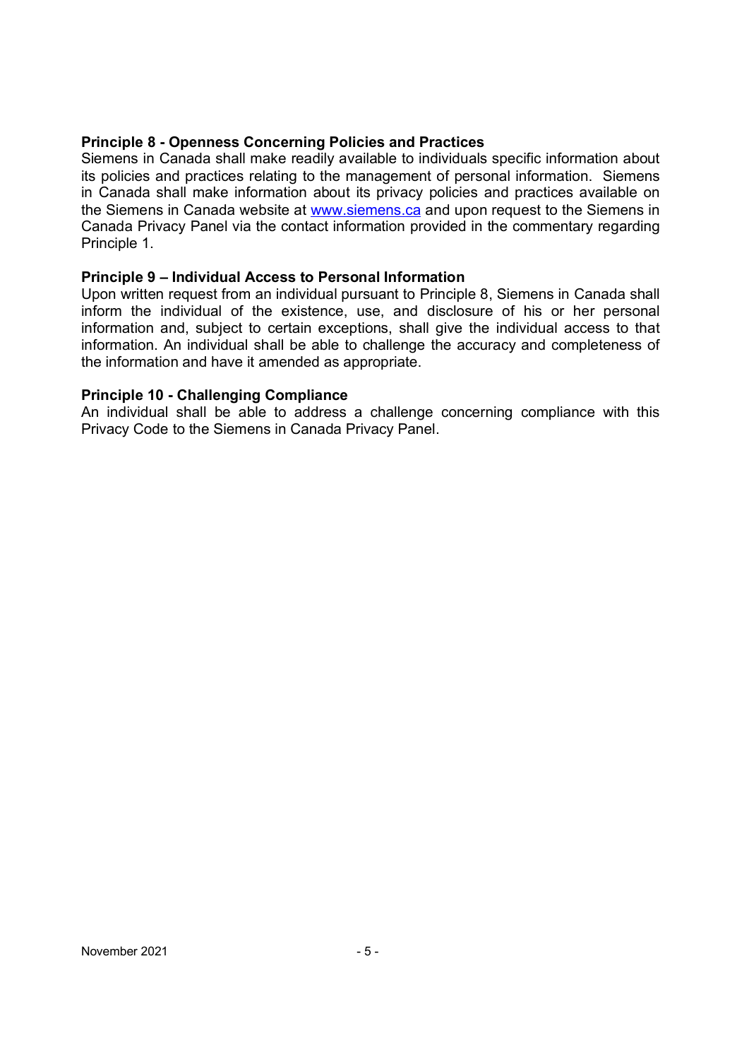**Principle 8 - Openness Concerning Policies and Practices**
Siemens in Canada shall make readily available to individuals specific information about its policies and practices relating to the management of personal information. Siemens in Canada shall make information about its privacy policies and practices available on the Siemens in Canada website at [www.siemens.ca](http://www.siemens.ca) and upon request to the Siemens in Canada Privacy Panel via the contact information provided in the commentary regarding Principle 1.

**Principle 9 – Individual Access to Personal Information**
Upon written request from an individual pursuant to Principle 8, Siemens in Canada shall inform the individual of the existence, use, and disclosure of his or her personal information and, subject to certain exceptions, shall give the individual access to that information. An individual shall be able to challenge the accuracy and completeness of the information and have it amended as appropriate.

**Principle 10 - Challenging Compliance**
An individual shall be able to address a challenge concerning compliance with this Privacy Code to the Siemens in Canada Privacy Panel.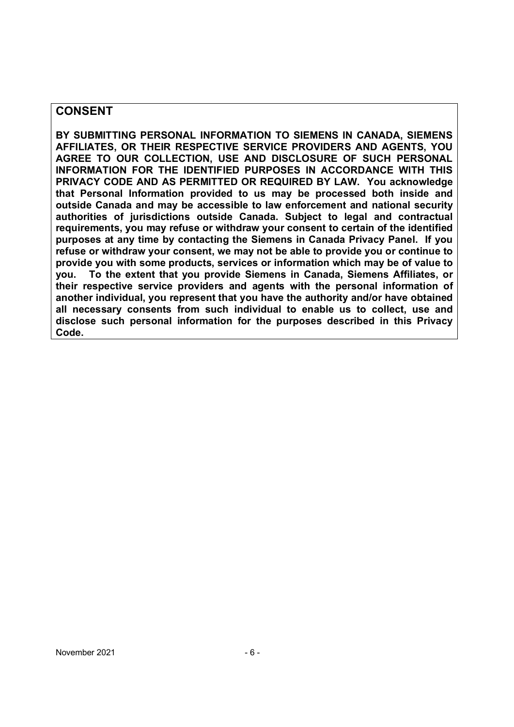## CONSENT

**BY SUBMITTING PERSONAL INFORMATION TO SIEMENS IN CANADA, SIEMENS AFFILIATES, OR THEIR RESPECTIVE SERVICE PROVIDERS AND AGENTS, YOU AGREE TO OUR COLLECTION, USE AND DISCLOSURE OF SUCH PERSONAL INFORMATION FOR THE IDENTIFIED PURPOSES IN ACCORDANCE WITH THIS PRIVACY CODE AND AS PERMITTED OR REQUIRED BY LAW. You acknowledge that Personal Information provided to us may be processed both inside and outside Canada and may be accessible to law enforcement and national security authorities of jurisdictions outside Canada. Subject to legal and contractual requirements, you may refuse or withdraw your consent to certain of the identified purposes at any time by contacting the Siemens in Canada Privacy Panel. If you refuse or withdraw your consent, we may not be able to provide you or continue to provide you with some products, services or information which may be of value to you. To the extent that you provide Siemens in Canada, Siemens Affiliates, or their respective service providers and agents with the personal information of another individual, you represent that you have the authority and/or have obtained all necessary consents from such individual to enable us to collect, use and disclose such personal information for the purposes described in this Privacy Code.**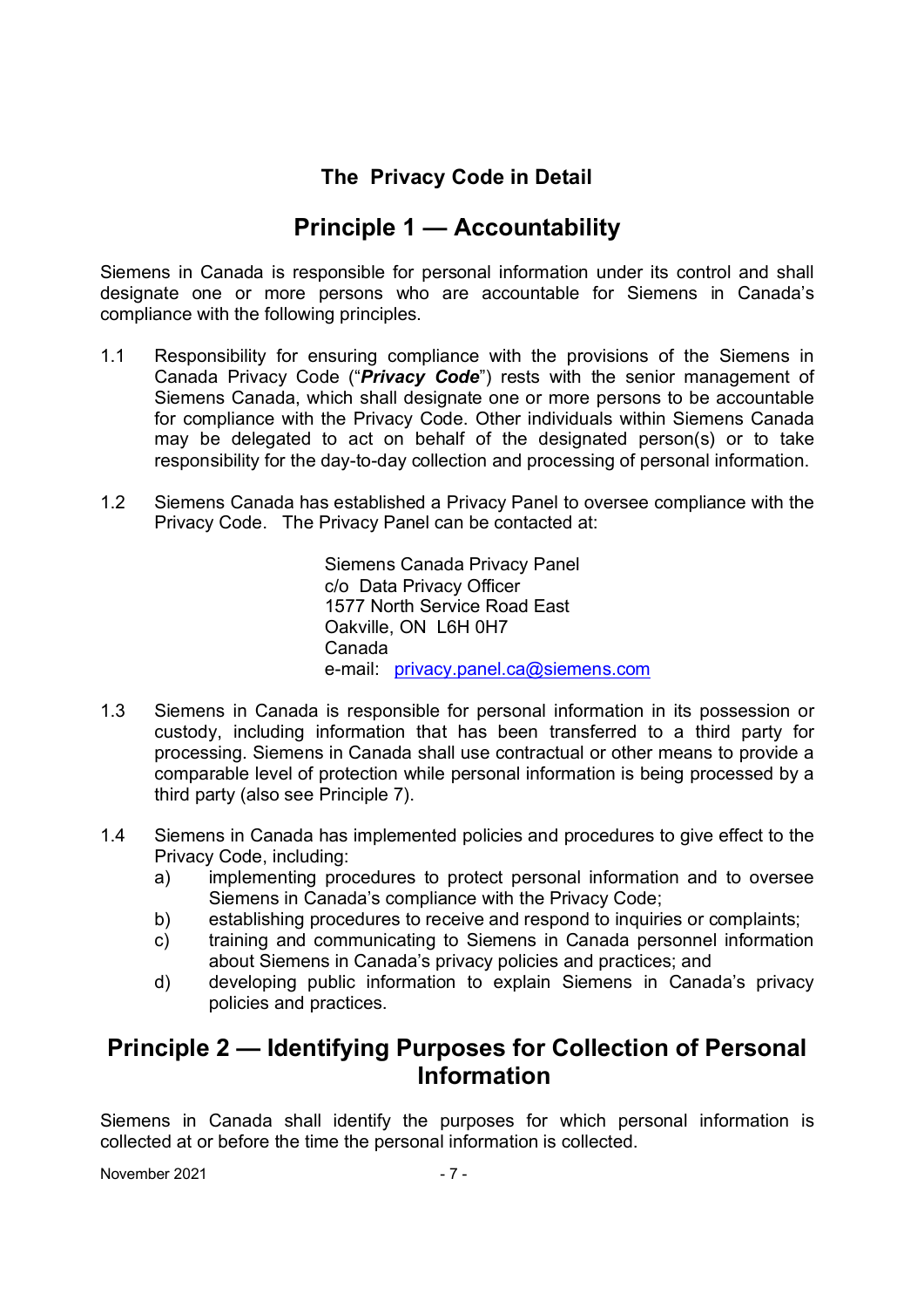## The Privacy Code in Detail

# Principle 1 — Accountability

Siemens in Canada is responsible for personal information under its control and shall designate one or more persons who are accountable for Siemens in Canada's compliance with the following principles.

1.1 Responsibility for ensuring compliance with the provisions of the Siemens in Canada Privacy Code ("***Privacy Code***") rests with the senior management of Siemens Canada, which shall designate one or more persons to be accountable for compliance with the Privacy Code. Other individuals within Siemens Canada may be delegated to act on behalf of the designated person(s) or to take responsibility for the day-to-day collection and processing of personal information.

1.2 Siemens Canada has established a Privacy Panel to oversee compliance with the Privacy Code. The Privacy Panel can be contacted at:

   Siemens Canada Privacy Panel
   c/o Data Privacy Officer
   1577 North Service Road East
   Oakville, ON L6H 0H7
   Canada
   e-mail: privacy.panel.ca@siemens.com

1.3 Siemens in Canada is responsible for personal information in its possession or custody, including information that has been transferred to a third party for processing. Siemens in Canada shall use contractual or other means to provide a comparable level of protection while personal information is being processed by a third party (also see Principle 7).

1.4 Siemens in Canada has implemented policies and procedures to give effect to the Privacy Code, including:
   a) implementing procedures to protect personal information and to oversee Siemens in Canada's compliance with the Privacy Code;
   b) establishing procedures to receive and respond to inquiries or complaints;
   c) training and communicating to Siemens in Canada personnel information about Siemens in Canada's privacy policies and practices; and
   d) developing public information to explain Siemens in Canada's privacy policies and practices.

# Principle 2 — Identifying Purposes for Collection of Personal Information

Siemens in Canada shall identify the purposes for which personal information is collected at or before the time the personal information is collected.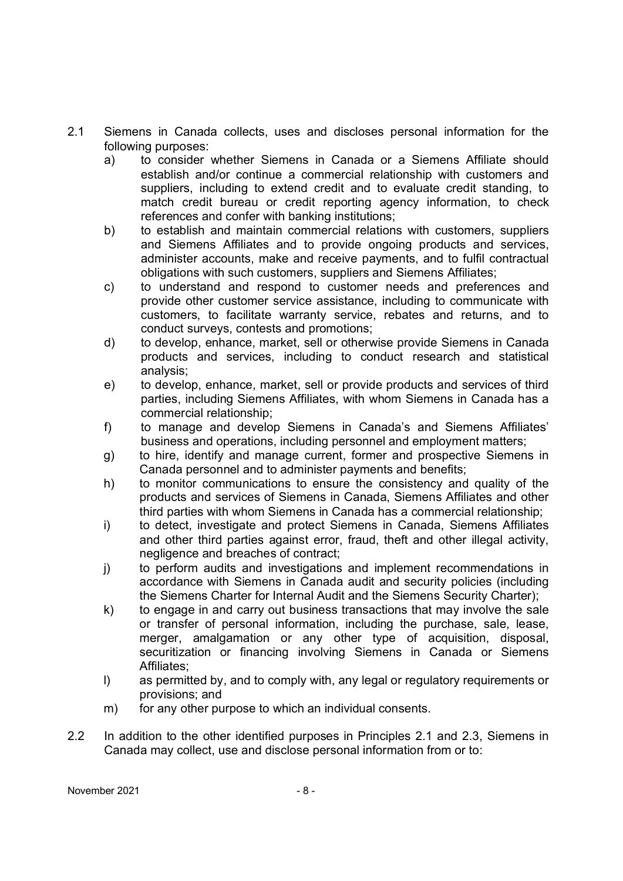2.1 Siemens in Canada collects, uses and discloses personal information for the following purposes:

a) to consider whether Siemens in Canada or a Siemens Affiliate should establish and/or continue a commercial relationship with customers and suppliers, including to extend credit and to evaluate credit standing, to match credit bureau or credit reporting agency information, to check references and confer with banking institutions;

b) to establish and maintain commercial relations with customers, suppliers and Siemens Affiliates and to provide ongoing products and services, administer accounts, make and receive payments, and to fulfil contractual obligations with such customers, suppliers and Siemens Affiliates;

c) to understand and respond to customer needs and preferences and provide other customer service assistance, including to communicate with customers, to facilitate warranty service, rebates and returns, and to conduct surveys, contests and promotions;

d) to develop, enhance, market, sell or otherwise provide Siemens in Canada products and services, including to conduct research and statistical analysis;

e) to develop, enhance, market, sell or provide products and services of third parties, including Siemens Affiliates, with whom Siemens in Canada has a commercial relationship;

f) to manage and develop Siemens in Canada's and Siemens Affiliates' business and operations, including personnel and employment matters;

g) to hire, identify and manage current, former and prospective Siemens in Canada personnel and to administer payments and benefits;

h) to monitor communications to ensure the consistency and quality of the products and services of Siemens in Canada, Siemens Affiliates and other third parties with whom Siemens in Canada has a commercial relationship;

i) to detect, investigate and protect Siemens in Canada, Siemens Affiliates and other third parties against error, fraud, theft and other illegal activity, negligence and breaches of contract;

j) to perform audits and investigations and implement recommendations in accordance with Siemens in Canada audit and security policies (including the Siemens Charter for Internal Audit and the Siemens Security Charter);

k) to engage in and carry out business transactions that may involve the sale or transfer of personal information, including the purchase, sale, lease, merger, amalgamation or any other type of acquisition, disposal, securitization or financing involving Siemens in Canada or Siemens Affiliates;

l) as permitted by, and to comply with, any legal or regulatory requirements or provisions; and

m) for any other purpose to which an individual consents.

2.2 In addition to the other identified purposes in Principles 2.1 and 2.3, Siemens in Canada may collect, use and disclose personal information from or to: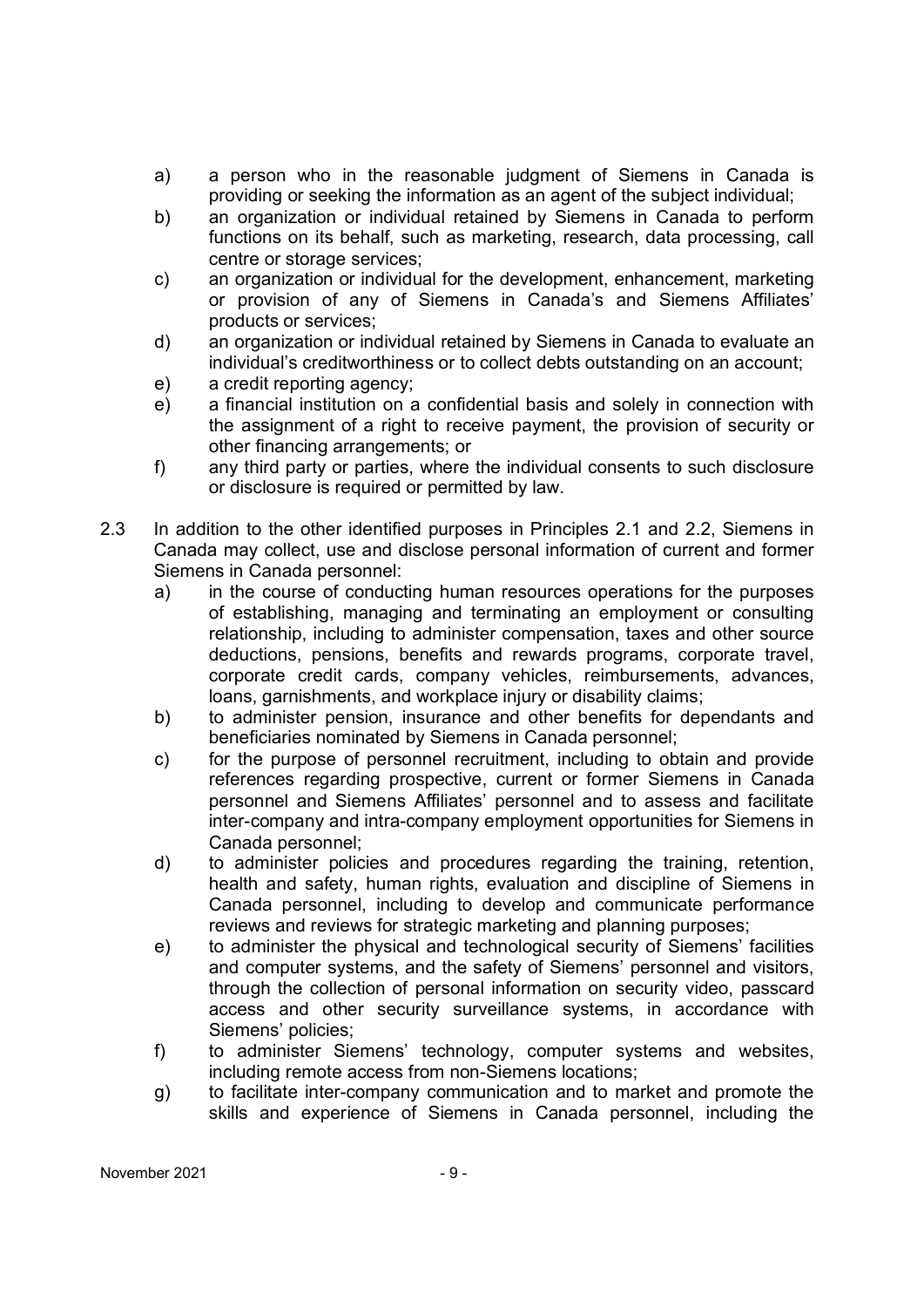a) a person who in the reasonable judgment of Siemens in Canada is providing or seeking the information as an agent of the subject individual;
b) an organization or individual retained by Siemens in Canada to perform functions on its behalf, such as marketing, research, data processing, call centre or storage services;
c) an organization or individual for the development, enhancement, marketing or provision of any of Siemens in Canada's and Siemens Affiliates' products or services;
d) an organization or individual retained by Siemens in Canada to evaluate an individual's creditworthiness or to collect debts outstanding on an account;
e) a credit reporting agency;
e) a financial institution on a confidential basis and solely in connection with the assignment of a right to receive payment, the provision of security or other financing arrangements; or
f) any third party or parties, where the individual consents to such disclosure or disclosure is required or permitted by law.

2.3 In addition to the other identified purposes in Principles 2.1 and 2.2, Siemens in Canada may collect, use and disclose personal information of current and former Siemens in Canada personnel:

a) in the course of conducting human resources operations for the purposes of establishing, managing and terminating an employment or consulting relationship, including to administer compensation, taxes and other source deductions, pensions, benefits and rewards programs, corporate travel, corporate credit cards, company vehicles, reimbursements, advances, loans, garnishments, and workplace injury or disability claims;
b) to administer pension, insurance and other benefits for dependants and beneficiaries nominated by Siemens in Canada personnel;
c) for the purpose of personnel recruitment, including to obtain and provide references regarding prospective, current or former Siemens in Canada personnel and Siemens Affiliates' personnel and to assess and facilitate inter-company and intra-company employment opportunities for Siemens in Canada personnel;
d) to administer policies and procedures regarding the training, retention, health and safety, human rights, evaluation and discipline of Siemens in Canada personnel, including to develop and communicate performance reviews and reviews for strategic marketing and planning purposes;
e) to administer the physical and technological security of Siemens' facilities and computer systems, and the safety of Siemens' personnel and visitors, through the collection of personal information on security video, passcard access and other security surveillance systems, in accordance with Siemens' policies;
f) to administer Siemens' technology, computer systems and websites, including remote access from non-Siemens locations;
g) to facilitate inter-company communication and to market and promote the skills and experience of Siemens in Canada personnel, including the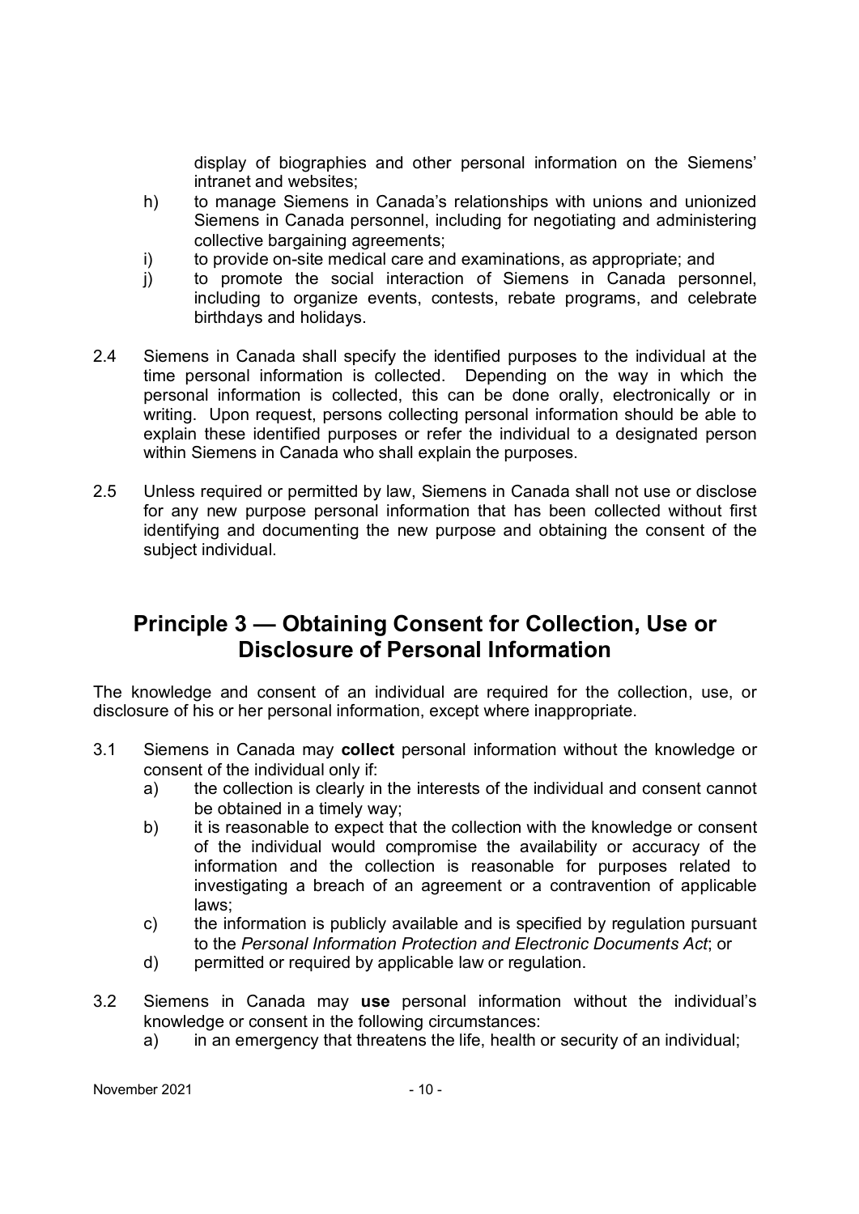display of biographies and other personal information on the Siemens' intranet and websites;

h) to manage Siemens in Canada's relationships with unions and unionized Siemens in Canada personnel, including for negotiating and administering collective bargaining agreements;

i) to provide on-site medical care and examinations, as appropriate; and

j) to promote the social interaction of Siemens in Canada personnel, including to organize events, contests, rebate programs, and celebrate birthdays and holidays.

2.4 Siemens in Canada shall specify the identified purposes to the individual at the time personal information is collected. Depending on the way in which the personal information is collected, this can be done orally, electronically or in writing. Upon request, persons collecting personal information should be able to explain these identified purposes or refer the individual to a designated person within Siemens in Canada who shall explain the purposes.

2.5 Unless required or permitted by law, Siemens in Canada shall not use or disclose for any new purpose personal information that has been collected without first identifying and documenting the new purpose and obtaining the consent of the subject individual.

## Principle 3 — Obtaining Consent for Collection, Use or Disclosure of Personal Information

The knowledge and consent of an individual are required for the collection, use, or disclosure of his or her personal information, except where inappropriate.

3.1 Siemens in Canada may **collect** personal information without the knowledge or consent of the individual only if:

a) the collection is clearly in the interests of the individual and consent cannot be obtained in a timely way;

b) it is reasonable to expect that the collection with the knowledge or consent of the individual would compromise the availability or accuracy of the information and the collection is reasonable for purposes related to investigating a breach of an agreement or a contravention of applicable laws;

c) the information is publicly available and is specified by regulation pursuant to the *Personal Information Protection and Electronic Documents Act*; or

d) permitted or required by applicable law or regulation.

3.2 Siemens in Canada may **use** personal information without the individual's knowledge or consent in the following circumstances:

a) in an emergency that threatens the life, health or security of an individual;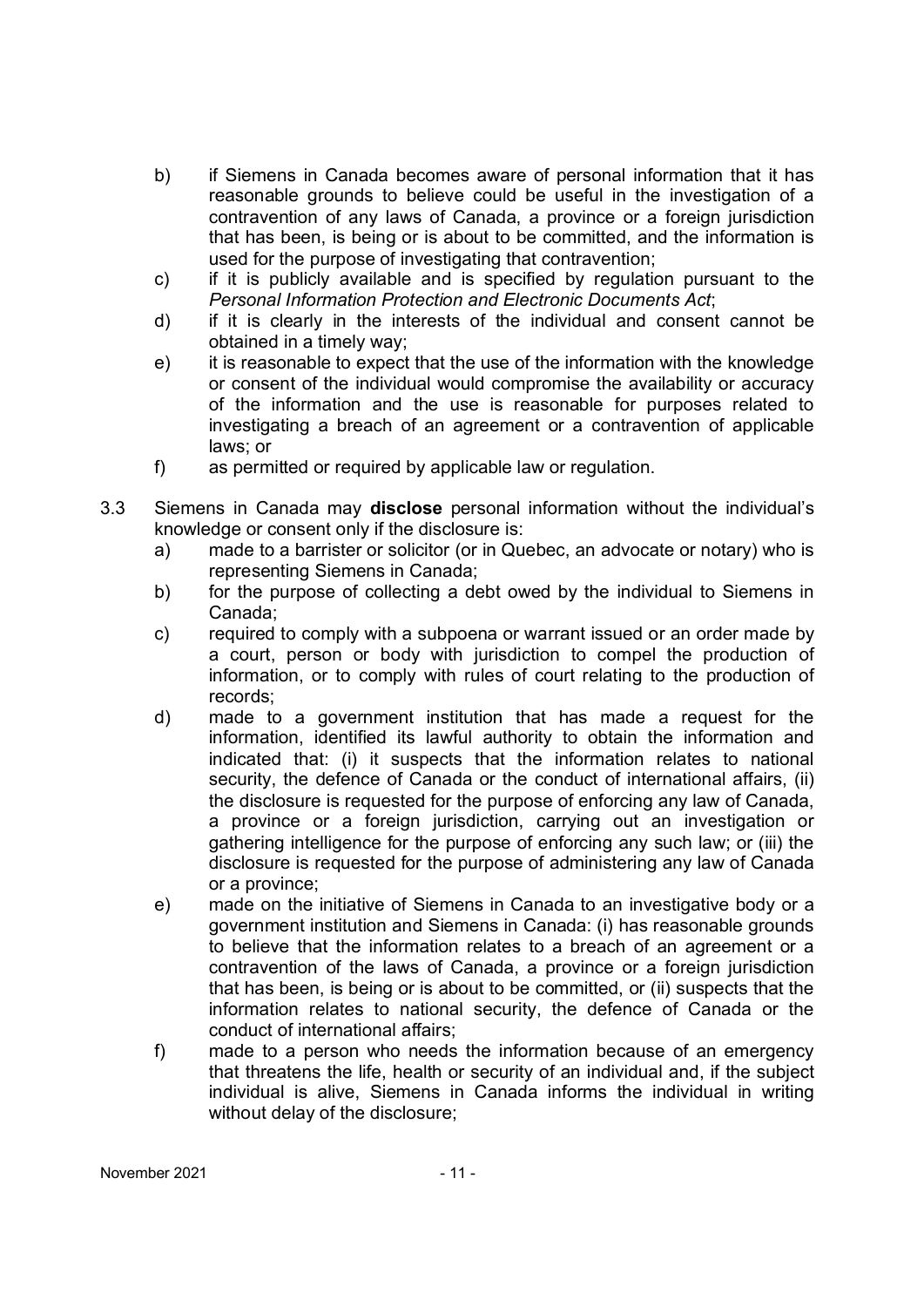b) if Siemens in Canada becomes aware of personal information that it has reasonable grounds to believe could be useful in the investigation of a contravention of any laws of Canada, a province or a foreign jurisdiction that has been, is being or is about to be committed, and the information is used for the purpose of investigating that contravention;

c) if it is publicly available and is specified by regulation pursuant to the *Personal Information Protection and Electronic Documents Act*;

d) if it is clearly in the interests of the individual and consent cannot be obtained in a timely way;

e) it is reasonable to expect that the use of the information with the knowledge or consent of the individual would compromise the availability or accuracy of the information and the use is reasonable for purposes related to investigating a breach of an agreement or a contravention of applicable laws; or

f) as permitted or required by applicable law or regulation.

3.3 Siemens in Canada may **disclose** personal information without the individual's knowledge or consent only if the disclosure is:

a) made to a barrister or solicitor (or in Quebec, an advocate or notary) who is representing Siemens in Canada;

b) for the purpose of collecting a debt owed by the individual to Siemens in Canada;

c) required to comply with a subpoena or warrant issued or an order made by a court, person or body with jurisdiction to compel the production of information, or to comply with rules of court relating to the production of records;

d) made to a government institution that has made a request for the information, identified its lawful authority to obtain the information and indicated that: (i) it suspects that the information relates to national security, the defence of Canada or the conduct of international affairs, (ii) the disclosure is requested for the purpose of enforcing any law of Canada, a province or a foreign jurisdiction, carrying out an investigation or gathering intelligence for the purpose of enforcing any such law; or (iii) the disclosure is requested for the purpose of administering any law of Canada or a province;

e) made on the initiative of Siemens in Canada to an investigative body or a government institution and Siemens in Canada: (i) has reasonable grounds to believe that the information relates to a breach of an agreement or a contravention of the laws of Canada, a province or a foreign jurisdiction that has been, is being or is about to be committed, or (ii) suspects that the information relates to national security, the defence of Canada or the conduct of international affairs;

f) made to a person who needs the information because of an emergency that threatens the life, health or security of an individual and, if the subject individual is alive, Siemens in Canada informs the individual in writing without delay of the disclosure;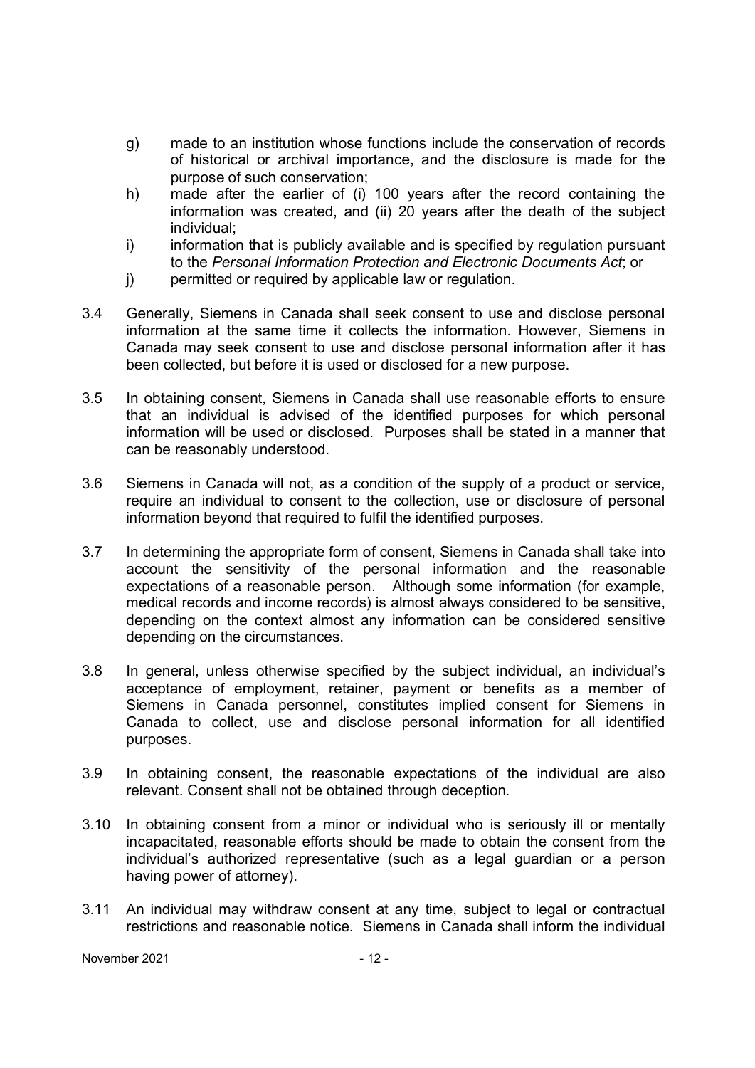g) made to an institution whose functions include the conservation of records of historical or archival importance, and the disclosure is made for the purpose of such conservation;

h) made after the earlier of (i) 100 years after the record containing the information was created, and (ii) 20 years after the death of the subject individual;

i) information that is publicly available and is specified by regulation pursuant to the *Personal Information Protection and Electronic Documents Act*; or

j) permitted or required by applicable law or regulation.

3.4 Generally, Siemens in Canada shall seek consent to use and disclose personal information at the same time it collects the information. However, Siemens in Canada may seek consent to use and disclose personal information after it has been collected, but before it is used or disclosed for a new purpose.

3.5 In obtaining consent, Siemens in Canada shall use reasonable efforts to ensure that an individual is advised of the identified purposes for which personal information will be used or disclosed. Purposes shall be stated in a manner that can be reasonably understood.

3.6 Siemens in Canada will not, as a condition of the supply of a product or service, require an individual to consent to the collection, use or disclosure of personal information beyond that required to fulfil the identified purposes.

3.7 In determining the appropriate form of consent, Siemens in Canada shall take into account the sensitivity of the personal information and the reasonable expectations of a reasonable person. Although some information (for example, medical records and income records) is almost always considered to be sensitive, depending on the context almost any information can be considered sensitive depending on the circumstances.

3.8 In general, unless otherwise specified by the subject individual, an individual's acceptance of employment, retainer, payment or benefits as a member of Siemens in Canada personnel, constitutes implied consent for Siemens in Canada to collect, use and disclose personal information for all identified purposes.

3.9 In obtaining consent, the reasonable expectations of the individual are also relevant. Consent shall not be obtained through deception.

3.10 In obtaining consent from a minor or individual who is seriously ill or mentally incapacitated, reasonable efforts should be made to obtain the consent from the individual's authorized representative (such as a legal guardian or a person having power of attorney).

3.11 An individual may withdraw consent at any time, subject to legal or contractual restrictions and reasonable notice. Siemens in Canada shall inform the individual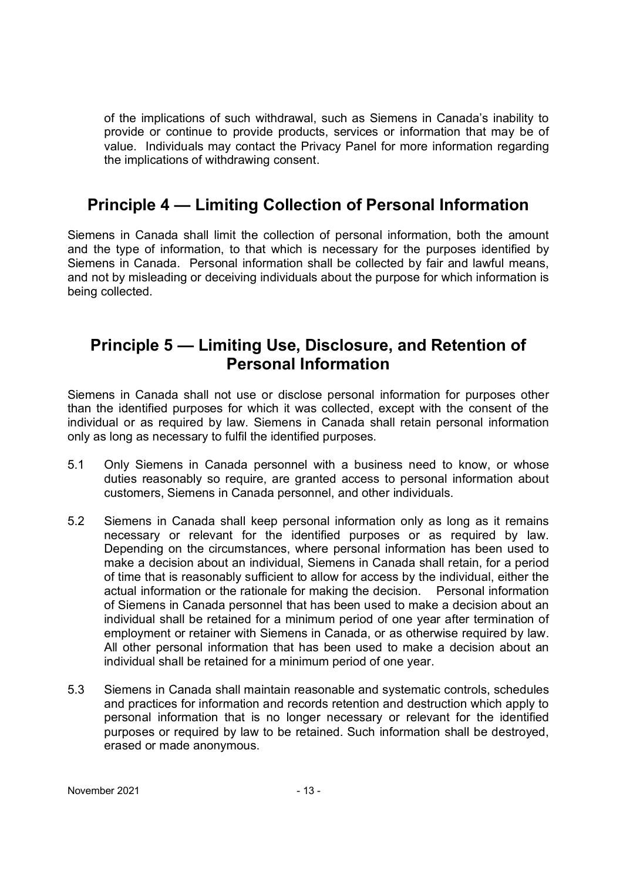of the implications of such withdrawal, such as Siemens in Canada's inability to provide or continue to provide products, services or information that may be of value. Individuals may contact the Privacy Panel for more information regarding the implications of withdrawing consent.

## Principle 4 — Limiting Collection of Personal Information

Siemens in Canada shall limit the collection of personal information, both the amount and the type of information, to that which is necessary for the purposes identified by Siemens in Canada. Personal information shall be collected by fair and lawful means, and not by misleading or deceiving individuals about the purpose for which information is being collected.

## Principle 5 — Limiting Use, Disclosure, and Retention of Personal Information

Siemens in Canada shall not use or disclose personal information for purposes other than the identified purposes for which it was collected, except with the consent of the individual or as required by law. Siemens in Canada shall retain personal information only as long as necessary to fulfil the identified purposes.

5.1 Only Siemens in Canada personnel with a business need to know, or whose duties reasonably so require, are granted access to personal information about customers, Siemens in Canada personnel, and other individuals.

5.2 Siemens in Canada shall keep personal information only as long as it remains necessary or relevant for the identified purposes or as required by law. Depending on the circumstances, where personal information has been used to make a decision about an individual, Siemens in Canada shall retain, for a period of time that is reasonably sufficient to allow for access by the individual, either the actual information or the rationale for making the decision. Personal information of Siemens in Canada personnel that has been used to make a decision about an individual shall be retained for a minimum period of one year after termination of employment or retainer with Siemens in Canada, or as otherwise required by law. All other personal information that has been used to make a decision about an individual shall be retained for a minimum period of one year.

5.3 Siemens in Canada shall maintain reasonable and systematic controls, schedules and practices for information and records retention and destruction which apply to personal information that is no longer necessary or relevant for the identified purposes or required by law to be retained. Such information shall be destroyed, erased or made anonymous.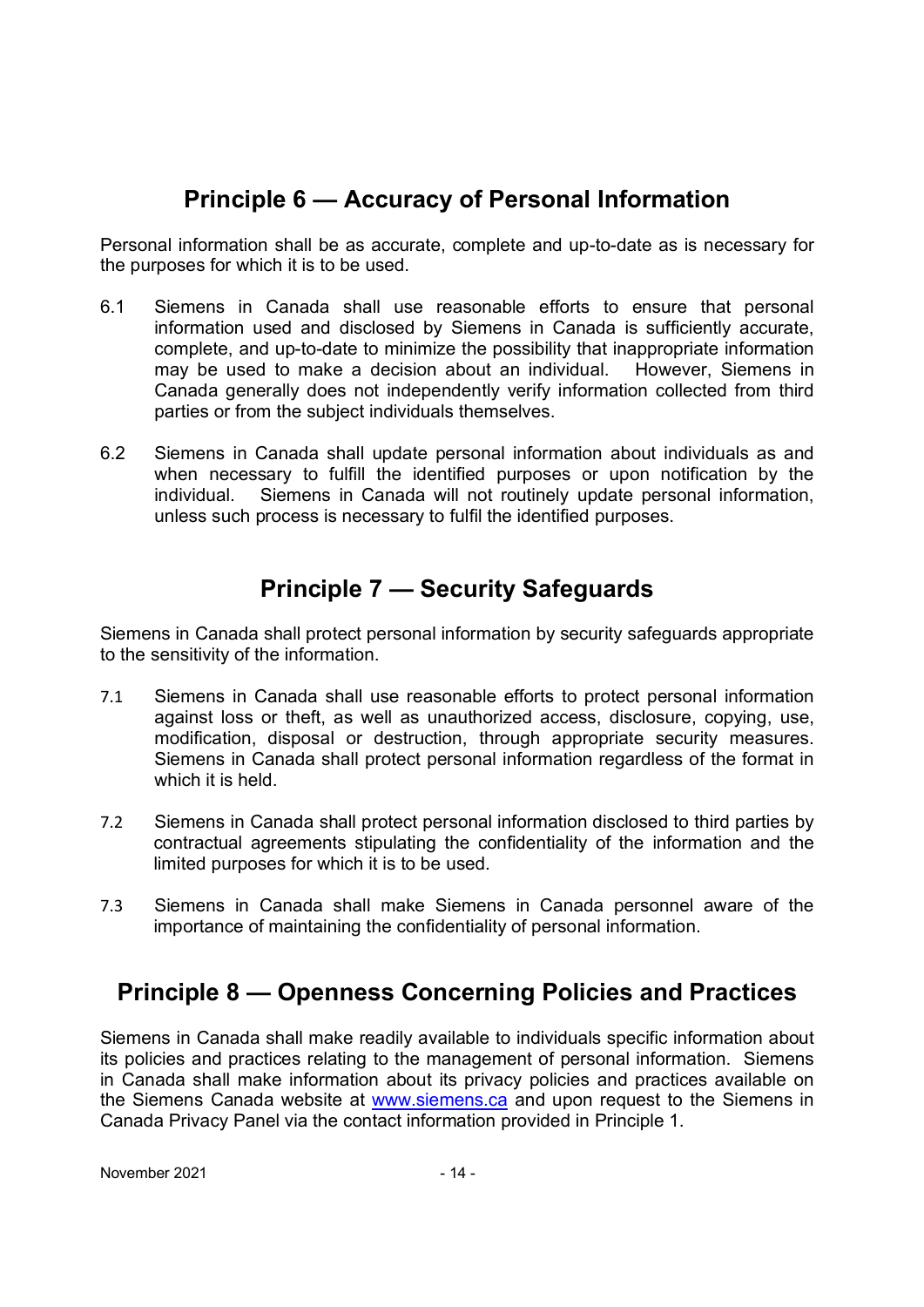## Principle 6 — Accuracy of Personal Information

Personal information shall be as accurate, complete and up-to-date as is necessary for the purposes for which it is to be used.

6.1 Siemens in Canada shall use reasonable efforts to ensure that personal information used and disclosed by Siemens in Canada is sufficiently accurate, complete, and up-to-date to minimize the possibility that inappropriate information may be used to make a decision about an individual. However, Siemens in Canada generally does not independently verify information collected from third parties or from the subject individuals themselves.

6.2 Siemens in Canada shall update personal information about individuals as and when necessary to fulfill the identified purposes or upon notification by the individual. Siemens in Canada will not routinely update personal information, unless such process is necessary to fulfil the identified purposes.

## Principle 7 — Security Safeguards

Siemens in Canada shall protect personal information by security safeguards appropriate to the sensitivity of the information.

7.1 Siemens in Canada shall use reasonable efforts to protect personal information against loss or theft, as well as unauthorized access, disclosure, copying, use, modification, disposal or destruction, through appropriate security measures. Siemens in Canada shall protect personal information regardless of the format in which it is held.

7.2 Siemens in Canada shall protect personal information disclosed to third parties by contractual agreements stipulating the confidentiality of the information and the limited purposes for which it is to be used.

7.3 Siemens in Canada shall make Siemens in Canada personnel aware of the importance of maintaining the confidentiality of personal information.

## Principle 8 — Openness Concerning Policies and Practices

Siemens in Canada shall make readily available to individuals specific information about its policies and practices relating to the management of personal information. Siemens in Canada shall make information about its privacy policies and practices available on the Siemens Canada website at www.siemens.ca and upon request to the Siemens in Canada Privacy Panel via the contact information provided in Principle 1.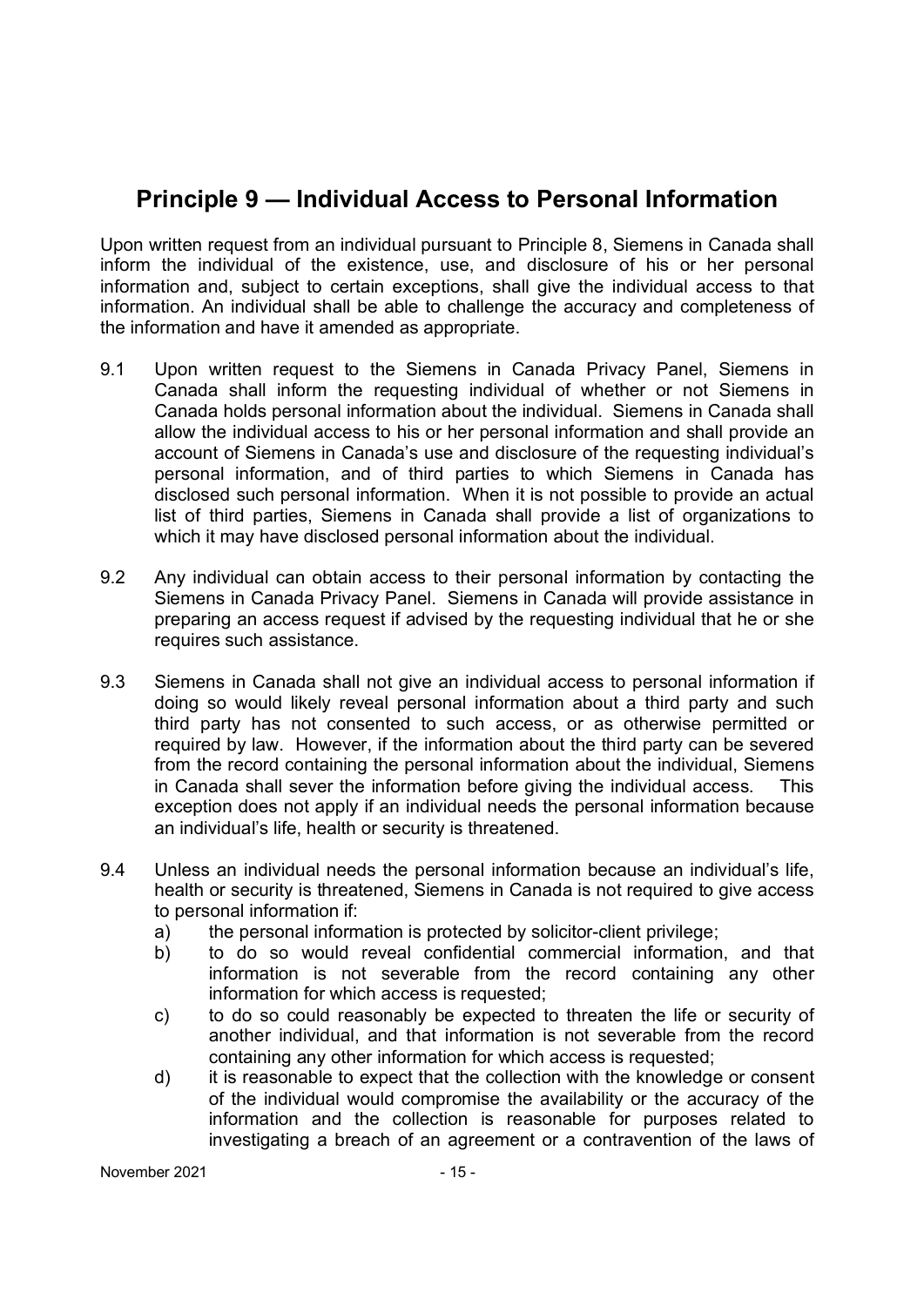## Principle 9 — Individual Access to Personal Information

Upon written request from an individual pursuant to Principle 8, Siemens in Canada shall inform the individual of the existence, use, and disclosure of his or her personal information and, subject to certain exceptions, shall give the individual access to that information. An individual shall be able to challenge the accuracy and completeness of the information and have it amended as appropriate.

9.1 Upon written request to the Siemens in Canada Privacy Panel, Siemens in Canada shall inform the requesting individual of whether or not Siemens in Canada holds personal information about the individual. Siemens in Canada shall allow the individual access to his or her personal information and shall provide an account of Siemens in Canada's use and disclosure of the requesting individual's personal information, and of third parties to which Siemens in Canada has disclosed such personal information. When it is not possible to provide an actual list of third parties, Siemens in Canada shall provide a list of organizations to which it may have disclosed personal information about the individual.

9.2 Any individual can obtain access to their personal information by contacting the Siemens in Canada Privacy Panel. Siemens in Canada will provide assistance in preparing an access request if advised by the requesting individual that he or she requires such assistance.

9.3 Siemens in Canada shall not give an individual access to personal information if doing so would likely reveal personal information about a third party and such third party has not consented to such access, or as otherwise permitted or required by law. However, if the information about the third party can be severed from the record containing the personal information about the individual, Siemens in Canada shall sever the information before giving the individual access. This exception does not apply if an individual needs the personal information because an individual's life, health or security is threatened.

9.4 Unless an individual needs the personal information because an individual's life, health or security is threatened, Siemens in Canada is not required to give access to personal information if:

a) the personal information is protected by solicitor-client privilege;

b) to do so would reveal confidential commercial information, and that information is not severable from the record containing any other information for which access is requested;

c) to do so could reasonably be expected to threaten the life or security of another individual, and that information is not severable from the record containing any other information for which access is requested;

d) it is reasonable to expect that the collection with the knowledge or consent of the individual would compromise the availability or the accuracy of the information and the collection is reasonable for purposes related to investigating a breach of an agreement or a contravention of the laws of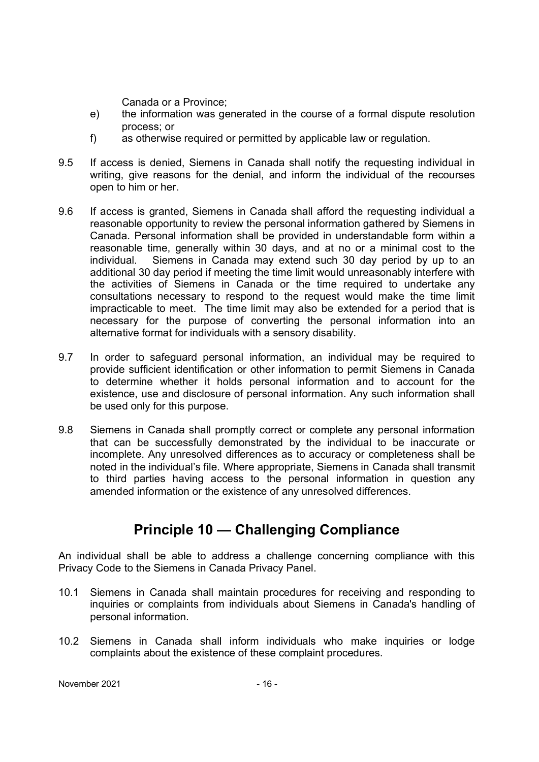Canada or a Province;

e) the information was generated in the course of a formal dispute resolution process; or

f) as otherwise required or permitted by applicable law or regulation.

9.5 If access is denied, Siemens in Canada shall notify the requesting individual in writing, give reasons for the denial, and inform the individual of the recourses open to him or her.

9.6 If access is granted, Siemens in Canada shall afford the requesting individual a reasonable opportunity to review the personal information gathered by Siemens in Canada. Personal information shall be provided in understandable form within a reasonable time, generally within 30 days, and at no or a minimal cost to the individual. Siemens in Canada may extend such 30 day period by up to an additional 30 day period if meeting the time limit would unreasonably interfere with the activities of Siemens in Canada or the time required to undertake any consultations necessary to respond to the request would make the time limit impracticable to meet. The time limit may also be extended for a period that is necessary for the purpose of converting the personal information into an alternative format for individuals with a sensory disability.

9.7 In order to safeguard personal information, an individual may be required to provide sufficient identification or other information to permit Siemens in Canada to determine whether it holds personal information and to account for the existence, use and disclosure of personal information. Any such information shall be used only for this purpose.

9.8 Siemens in Canada shall promptly correct or complete any personal information that can be successfully demonstrated by the individual to be inaccurate or incomplete. Any unresolved differences as to accuracy or completeness shall be noted in the individual's file. Where appropriate, Siemens in Canada shall transmit to third parties having access to the personal information in question any amended information or the existence of any unresolved differences.

## Principle 10 — Challenging Compliance

An individual shall be able to address a challenge concerning compliance with this Privacy Code to the Siemens in Canada Privacy Panel.

10.1 Siemens in Canada shall maintain procedures for receiving and responding to inquiries or complaints from individuals about Siemens in Canada's handling of personal information.

10.2 Siemens in Canada shall inform individuals who make inquiries or lodge complaints about the existence of these complaint procedures.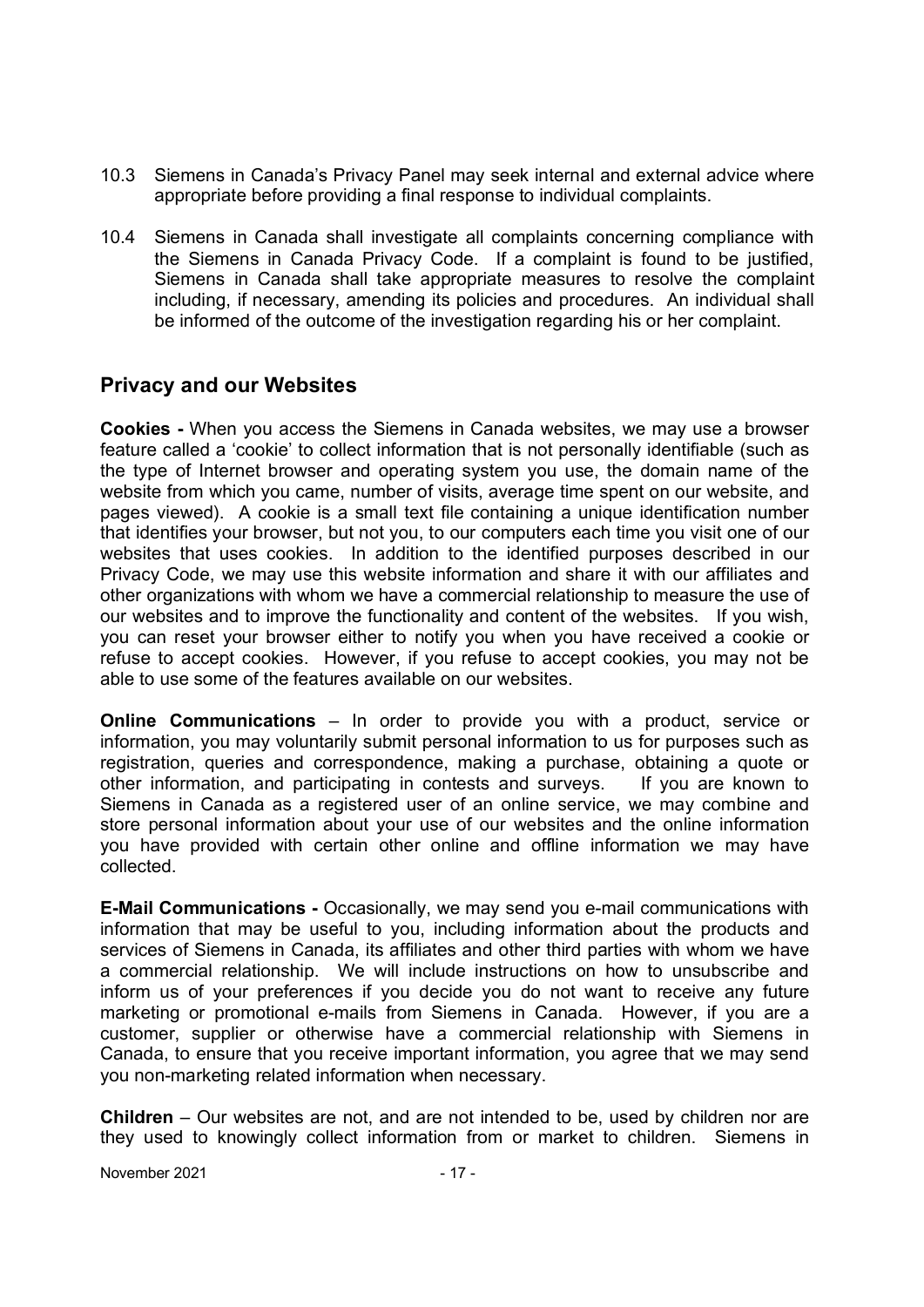10.3 Siemens in Canada's Privacy Panel may seek internal and external advice where appropriate before providing a final response to individual complaints.

10.4 Siemens in Canada shall investigate all complaints concerning compliance with the Siemens in Canada Privacy Code. If a complaint is found to be justified, Siemens in Canada shall take appropriate measures to resolve the complaint including, if necessary, amending its policies and procedures. An individual shall be informed of the outcome of the investigation regarding his or her complaint.

## Privacy and our Websites

**Cookies -** When you access the Siemens in Canada websites, we may use a browser feature called a 'cookie' to collect information that is not personally identifiable (such as the type of Internet browser and operating system you use, the domain name of the website from which you came, number of visits, average time spent on our website, and pages viewed). A cookie is a small text file containing a unique identification number that identifies your browser, but not you, to our computers each time you visit one of our websites that uses cookies. In addition to the identified purposes described in our Privacy Code, we may use this website information and share it with our affiliates and other organizations with whom we have a commercial relationship to measure the use of our websites and to improve the functionality and content of the websites. If you wish, you can reset your browser either to notify you when you have received a cookie or refuse to accept cookies. However, if you refuse to accept cookies, you may not be able to use some of the features available on our websites.

**Online Communications** – In order to provide you with a product, service or information, you may voluntarily submit personal information to us for purposes such as registration, queries and correspondence, making a purchase, obtaining a quote or other information, and participating in contests and surveys. If you are known to Siemens in Canada as a registered user of an online service, we may combine and store personal information about your use of our websites and the online information you have provided with certain other online and offline information we may have collected.

**E-Mail Communications -** Occasionally, we may send you e-mail communications with information that may be useful to you, including information about the products and services of Siemens in Canada, its affiliates and other third parties with whom we have a commercial relationship. We will include instructions on how to unsubscribe and inform us of your preferences if you decide you do not want to receive any future marketing or promotional e-mails from Siemens in Canada. However, if you are a customer, supplier or otherwise have a commercial relationship with Siemens in Canada, to ensure that you receive important information, you agree that we may send you non-marketing related information when necessary.

**Children** – Our websites are not, and are not intended to be, used by children nor are they used to knowingly collect information from or market to children. Siemens in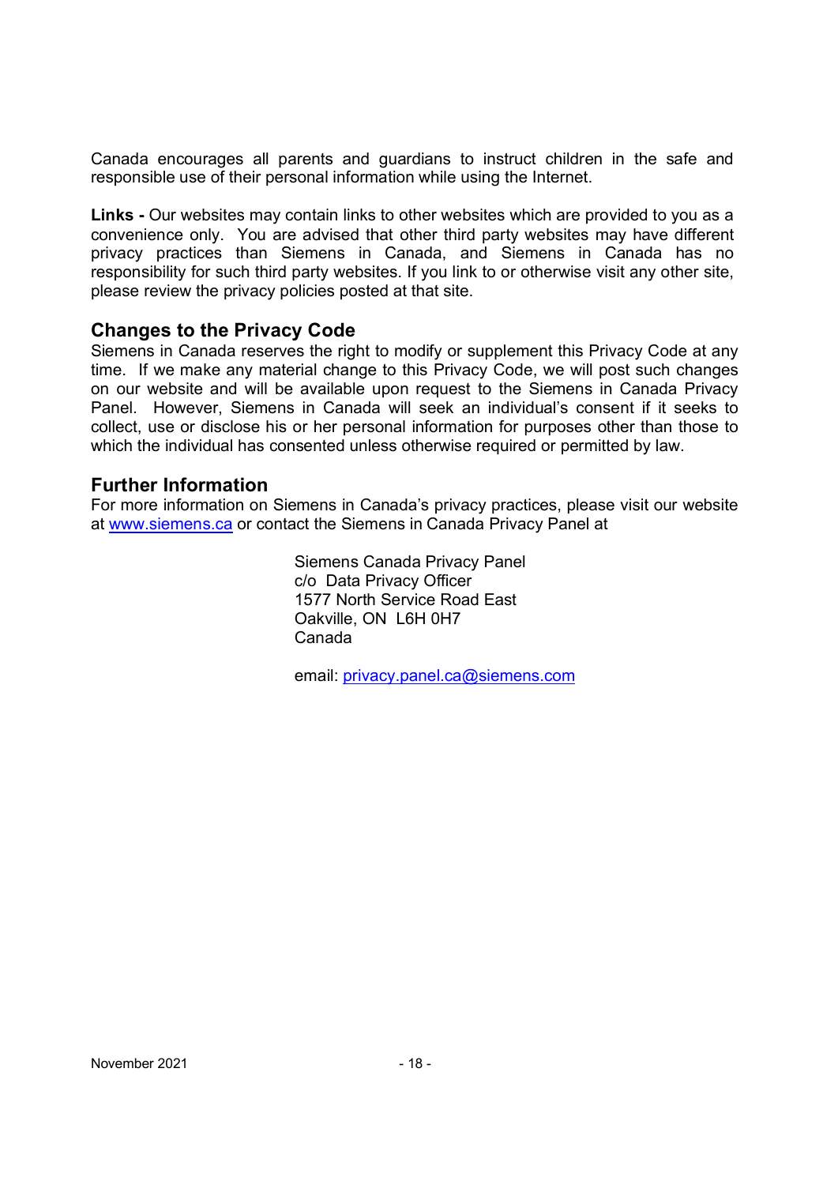Canada encourages all parents and guardians to instruct children in the safe and responsible use of their personal information while using the Internet.

**Links -** Our websites may contain links to other websites which are provided to you as a convenience only. You are advised that other third party websites may have different privacy practices than Siemens in Canada, and Siemens in Canada has no responsibility for such third party websites. If you link to or otherwise visit any other site, please review the privacy policies posted at that site.

## Changes to the Privacy Code

Siemens in Canada reserves the right to modify or supplement this Privacy Code at any time. If we make any material change to this Privacy Code, we will post such changes on our website and will be available upon request to the Siemens in Canada Privacy Panel. However, Siemens in Canada will seek an individual's consent if it seeks to collect, use or disclose his or her personal information for purposes other than those to which the individual has consented unless otherwise required or permitted by law.

## Further Information

For more information on Siemens in Canada's privacy practices, please visit our website at www.siemens.ca or contact the Siemens in Canada Privacy Panel at

Siemens Canada Privacy Panel
c/o Data Privacy Officer
1577 North Service Road East
Oakville, ON L6H 0H7
Canada

email: privacy.panel.ca@siemens.com

November 2021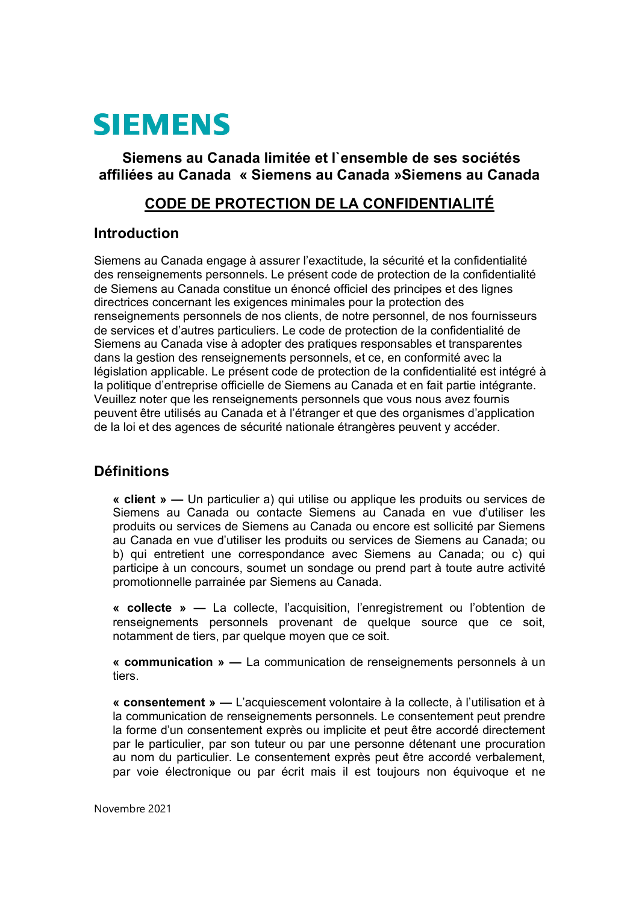# SIEMENS

**Siemens au Canada limitée et l`ensemble de ses sociétés affiliées au Canada « Siemens au Canada »Siemens au Canada**

## CODE DE PROTECTION DE LA CONFIDENTIALITÉ

## Introduction

Siemens au Canada engage à assurer l'exactitude, la sécurité et la confidentialité des renseignements personnels. Le présent code de protection de la confidentialité de Siemens au Canada constitue un énoncé officiel des principes et des lignes directrices concernant les exigences minimales pour la protection des renseignements personnels de nos clients, de notre personnel, de nos fournisseurs de services et d'autres particuliers. Le code de protection de la confidentialité de Siemens au Canada vise à adopter des pratiques responsables et transparentes dans la gestion des renseignements personnels, et ce, en conformité avec la législation applicable. Le présent code de protection de la confidentialité est intégré à la politique d'entreprise officielle de Siemens au Canada et en fait partie intégrante. Veuillez noter que les renseignements personnels que vous nous avez fournis peuvent être utilisés au Canada et à l'étranger et que des organismes d'application de la loi et des agences de sécurité nationale étrangères peuvent y accéder.

## Définitions

**« client » —** Un particulier a) qui utilise ou applique les produits ou services de Siemens au Canada ou contacte Siemens au Canada en vue d'utiliser les produits ou services de Siemens au Canada ou encore est sollicité par Siemens au Canada en vue d'utiliser les produits ou services de Siemens au Canada; ou b) qui entretient une correspondance avec Siemens au Canada; ou c) qui participe à un concours, soumet un sondage ou prend part à toute autre activité promotionnelle parrainée par Siemens au Canada.

**« collecte » —** La collecte, l'acquisition, l'enregistrement ou l'obtention de renseignements personnels provenant de quelque source que ce soit, notamment de tiers, par quelque moyen que ce soit.

**« communication » —** La communication de renseignements personnels à un tiers.

**« consentement » —** L'acquiescement volontaire à la collecte, à l'utilisation et à la communication de renseignements personnels. Le consentement peut prendre la forme d'un consentement exprès ou implicite et peut être accordé directement par le particulier, par son tuteur ou par une personne détenant une procuration au nom du particulier. Le consentement exprès peut être accordé verbalement, par voie électronique ou par écrit mais il est toujours non équivoque et ne

Novembre 2021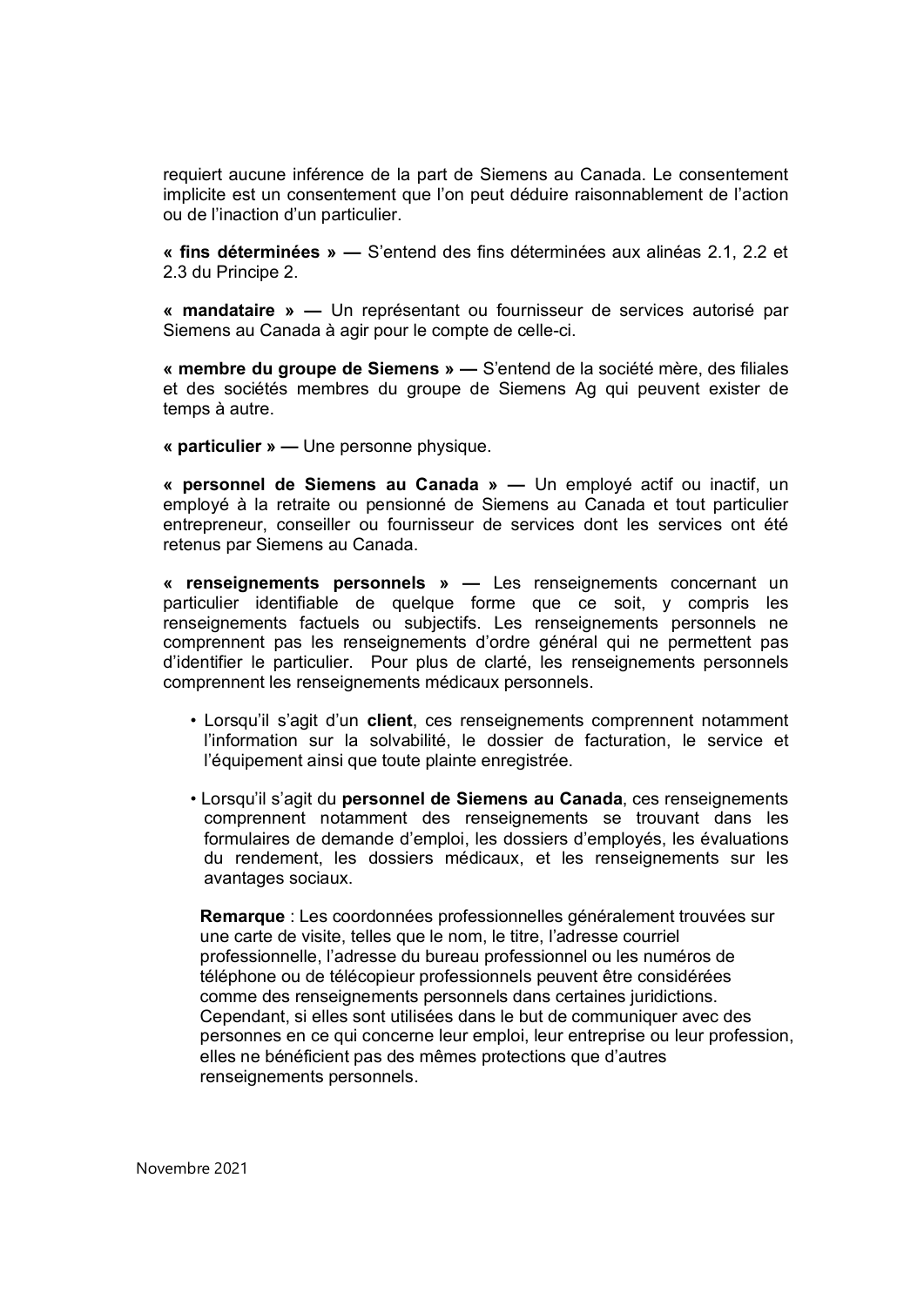requiert aucune inférence de la part de Siemens au Canada. Le consentement implicite est un consentement que l'on peut déduire raisonnablement de l'action ou de l'inaction d'un particulier.

**« fins déterminées » —** S'entend des fins déterminées aux alinéas 2.1, 2.2 et 2.3 du Principe 2.

**« mandataire » —** Un représentant ou fournisseur de services autorisé par Siemens au Canada à agir pour le compte de celle-ci.

**« membre du groupe de Siemens » —** S'entend de la société mère, des filiales et des sociétés membres du groupe de Siemens Ag qui peuvent exister de temps à autre.

**« particulier » —** Une personne physique.

**« personnel de Siemens au Canada » —** Un employé actif ou inactif, un employé à la retraite ou pensionné de Siemens au Canada et tout particulier entrepreneur, conseiller ou fournisseur de services dont les services ont été retenus par Siemens au Canada.

**« renseignements personnels » —** Les renseignements concernant un particulier identifiable de quelque forme que ce soit, y compris les renseignements factuels ou subjectifs. Les renseignements personnels ne comprennent pas les renseignements d'ordre général qui ne permettent pas d'identifier le particulier. Pour plus de clarté, les renseignements personnels comprennent les renseignements médicaux personnels.

- Lorsqu'il s'agit d'un **client**, ces renseignements comprennent notamment l'information sur la solvabilité, le dossier de facturation, le service et l'équipement ainsi que toute plainte enregistrée.
- Lorsqu'il s'agit du **personnel de Siemens au Canada**, ces renseignements comprennent notamment des renseignements se trouvant dans les formulaires de demande d'emploi, les dossiers d'employés, les évaluations du rendement, les dossiers médicaux, et les renseignements sur les avantages sociaux.

**Remarque** : Les coordonnées professionnelles généralement trouvées sur une carte de visite, telles que le nom, le titre, l'adresse courriel professionnelle, l'adresse du bureau professionnel ou les numéros de téléphone ou de télécopieur professionnels peuvent être considérées comme des renseignements personnels dans certaines juridictions. Cependant, si elles sont utilisées dans le but de communiquer avec des personnes en ce qui concerne leur emploi, leur entreprise ou leur profession, elles ne bénéficient pas des mêmes protections que d'autres renseignements personnels.

Novembre 2021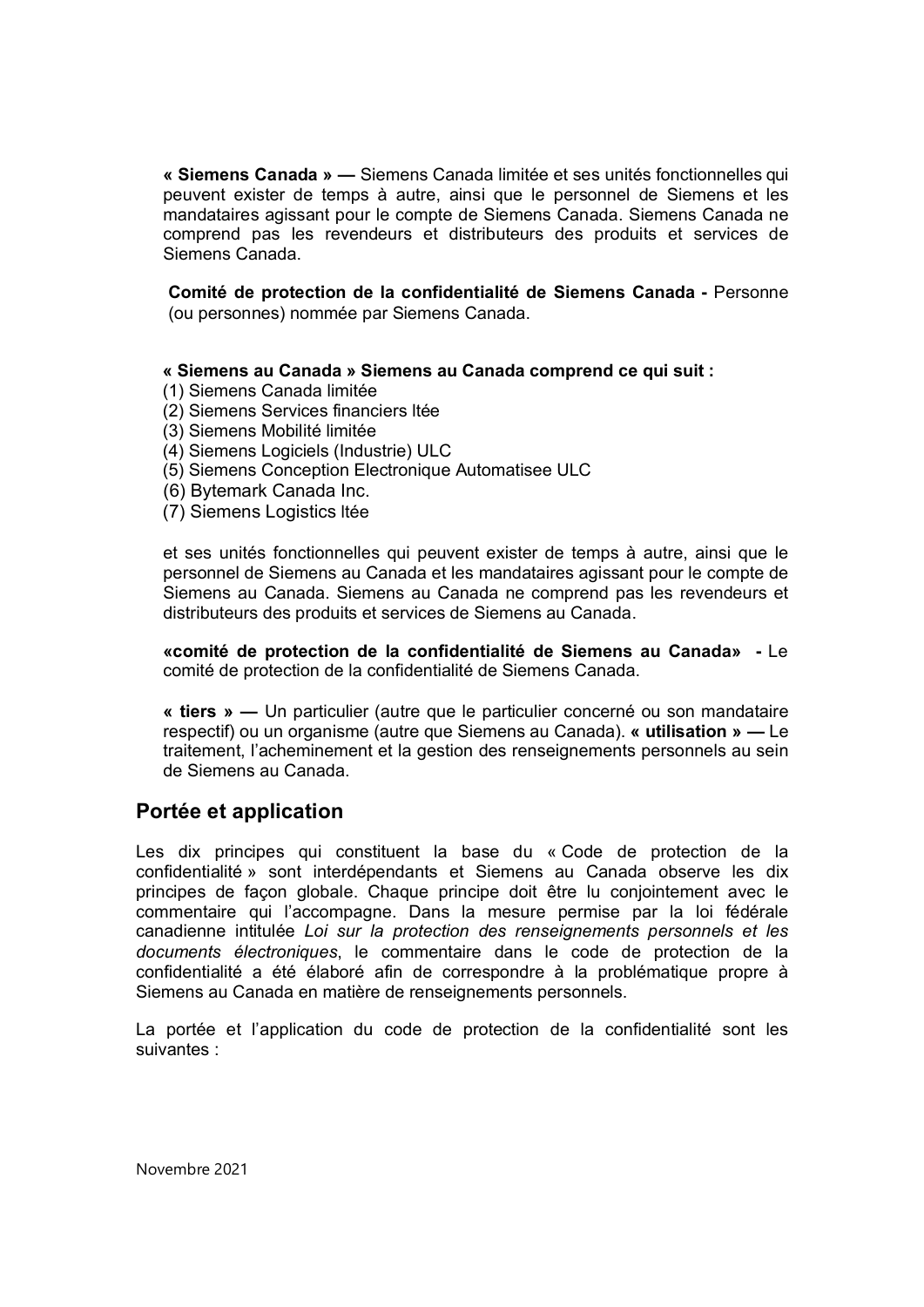**« Siemens Canada » —** Siemens Canada limitée et ses unités fonctionnelles qui peuvent exister de temps à autre, ainsi que le personnel de Siemens et les mandataires agissant pour le compte de Siemens Canada. Siemens Canada ne comprend pas les revendeurs et distributeurs des produits et services de Siemens Canada.

**Comité de protection de la confidentialité de Siemens Canada -** Personne (ou personnes) nommée par Siemens Canada.

**« Siemens au Canada » Siemens au Canada comprend ce qui suit :**
(1) Siemens Canada limitée
(2) Siemens Services financiers ltée
(3) Siemens Mobilité limitée
(4) Siemens Logiciels (Industrie) ULC
(5) Siemens Conception Electronique Automatisee ULC
(6) Bytemark Canada Inc.
(7) Siemens Logistics ltée

et ses unités fonctionnelles qui peuvent exister de temps à autre, ainsi que le personnel de Siemens au Canada et les mandataires agissant pour le compte de Siemens au Canada. Siemens au Canada ne comprend pas les revendeurs et distributeurs des produits et services de Siemens au Canada.

**«comité de protection de la confidentialité de Siemens au Canada» -** Le comité de protection de la confidentialité de Siemens Canada.

**« tiers » —** Un particulier (autre que le particulier concerné ou son mandataire respectif) ou un organisme (autre que Siemens au Canada). **« utilisation » —** Le traitement, l'acheminement et la gestion des renseignements personnels au sein de Siemens au Canada.

## Portée et application

Les dix principes qui constituent la base du « Code de protection de la confidentialité » sont interdépendants et Siemens au Canada observe les dix principes de façon globale. Chaque principe doit être lu conjointement avec le commentaire qui l'accompagne. Dans la mesure permise par la loi fédérale canadienne intitulée *Loi sur la protection des renseignements personnels et les documents électroniques*, le commentaire dans le code de protection de la confidentialité a été élaboré afin de correspondre à la problématique propre à Siemens au Canada en matière de renseignements personnels.

La portée et l'application du code de protection de la confidentialité sont les suivantes :

Novembre 2021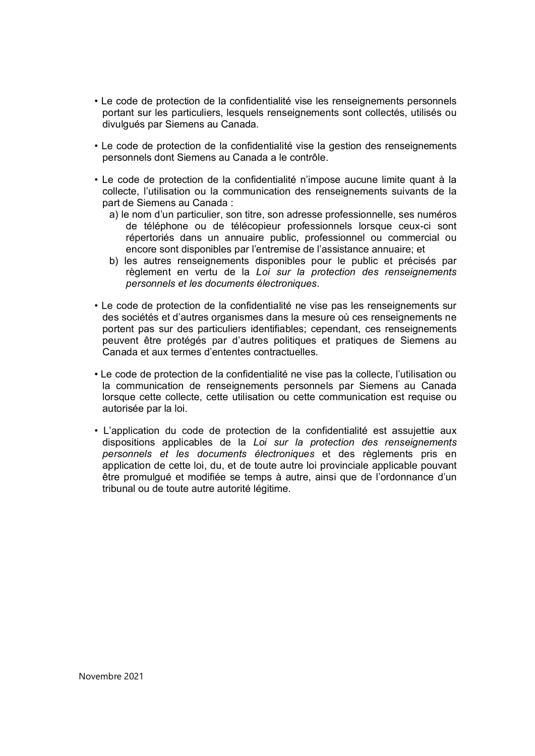- Le code de protection de la confidentialité vise les renseignements personnels portant sur les particuliers, lesquels renseignements sont collectés, utilisés ou divulgués par Siemens au Canada.

- Le code de protection de la confidentialité vise la gestion des renseignements personnels dont Siemens au Canada a le contrôle.

- Le code de protection de la confidentialité n'impose aucune limite quant à la collecte, l'utilisation ou la communication des renseignements suivants de la part de Siemens au Canada :
  a) le nom d'un particulier, son titre, son adresse professionnelle, ses numéros de téléphone ou de télécopieur professionnels lorsque ceux-ci sont répertoriés dans un annuaire public, professionnel ou commercial ou encore sont disponibles par l'entremise de l'assistance annuaire; et
  b) les autres renseignements disponibles pour le public et précisés par règlement en vertu de la *Loi sur la protection des renseignements personnels et les documents électroniques*.

- Le code de protection de la confidentialité ne vise pas les renseignements sur des sociétés et d'autres organismes dans la mesure où ces renseignements ne portent pas sur des particuliers identifiables; cependant, ces renseignements peuvent être protégés par d'autres politiques et pratiques de Siemens au Canada et aux termes d'ententes contractuelles.

- Le code de protection de la confidentialité ne vise pas la collecte, l'utilisation ou la communication de renseignements personnels par Siemens au Canada lorsque cette collecte, cette utilisation ou cette communication est requise ou autorisée par la loi.

- L'application du code de protection de la confidentialité est assujettie aux dispositions applicables de la *Loi sur la protection des renseignements personnels et les documents électroniques* et des règlements pris en application de cette loi, du, et de toute autre loi provinciale applicable pouvant être promulgué et modifiée se temps à autre, ainsi que de l'ordonnance d'un tribunal ou de toute autre autorité légitime.

Novembre 2021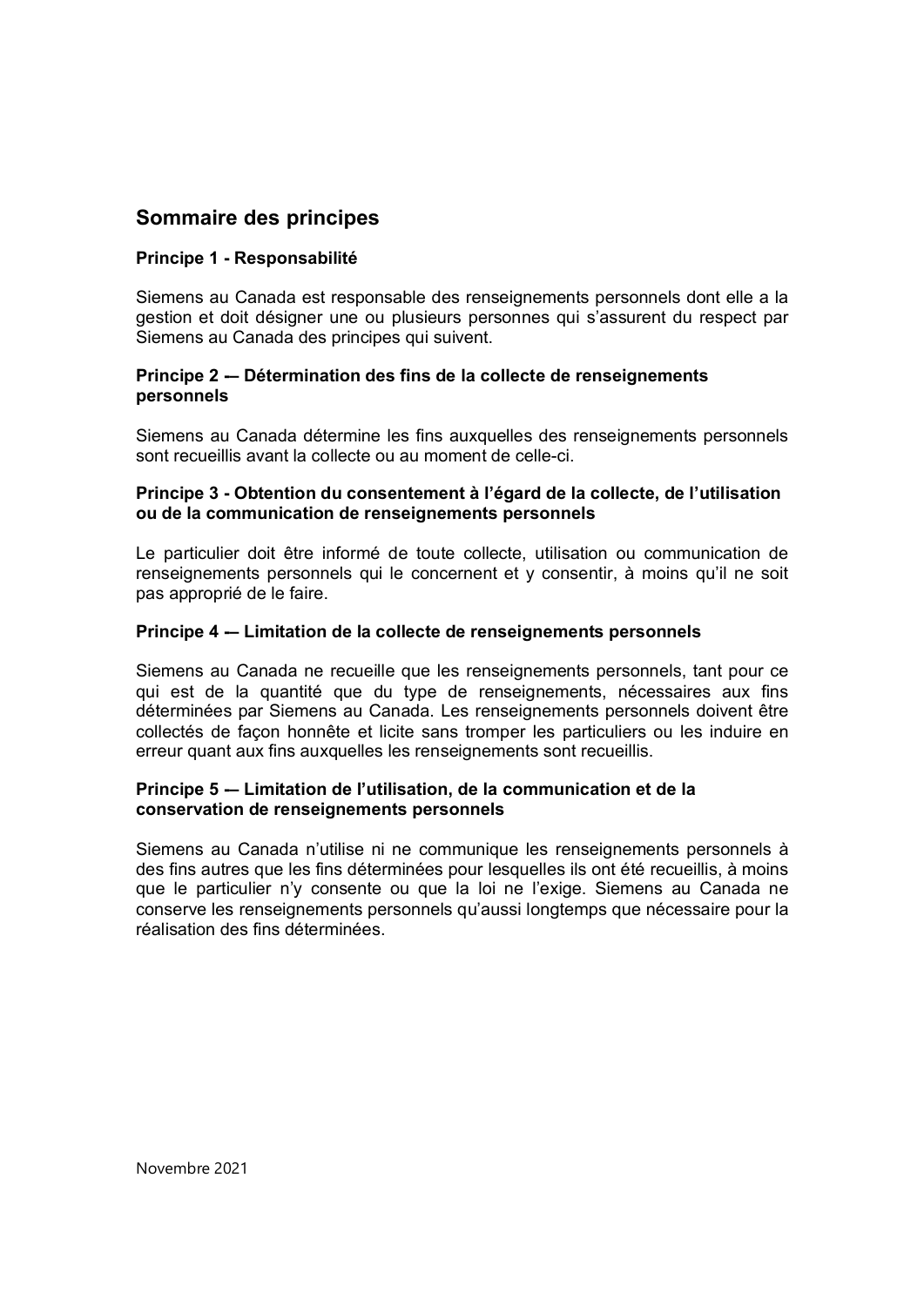## Sommaire des principes

### Principe 1 - Responsabilité

Siemens au Canada est responsable des renseignements personnels dont elle a la gestion et doit désigner une ou plusieurs personnes qui s'assurent du respect par Siemens au Canada des principes qui suivent.

### Principe 2 — Détermination des fins de la collecte de renseignements personnels

Siemens au Canada détermine les fins auxquelles des renseignements personnels sont recueillis avant la collecte ou au moment de celle-ci.

### Principe 3 - Obtention du consentement à l'égard de la collecte, de l'utilisation ou de la communication de renseignements personnels

Le particulier doit être informé de toute collecte, utilisation ou communication de renseignements personnels qui le concernent et y consentir, à moins qu'il ne soit pas approprié de le faire.

### Principe 4 — Limitation de la collecte de renseignements personnels

Siemens au Canada ne recueille que les renseignements personnels, tant pour ce qui est de la quantité que du type de renseignements, nécessaires aux fins déterminées par Siemens au Canada. Les renseignements personnels doivent être collectés de façon honnête et licite sans tromper les particuliers ou les induire en erreur quant aux fins auxquelles les renseignements sont recueillis.

### Principe 5 — Limitation de l'utilisation, de la communication et de la conservation de renseignements personnels

Siemens au Canada n'utilise ni ne communique les renseignements personnels à des fins autres que les fins déterminées pour lesquelles ils ont été recueillis, à moins que le particulier n'y consente ou que la loi ne l'exige. Siemens au Canada ne conserve les renseignements personnels qu'aussi longtemps que nécessaire pour la réalisation des fins déterminées.

Novembre 2021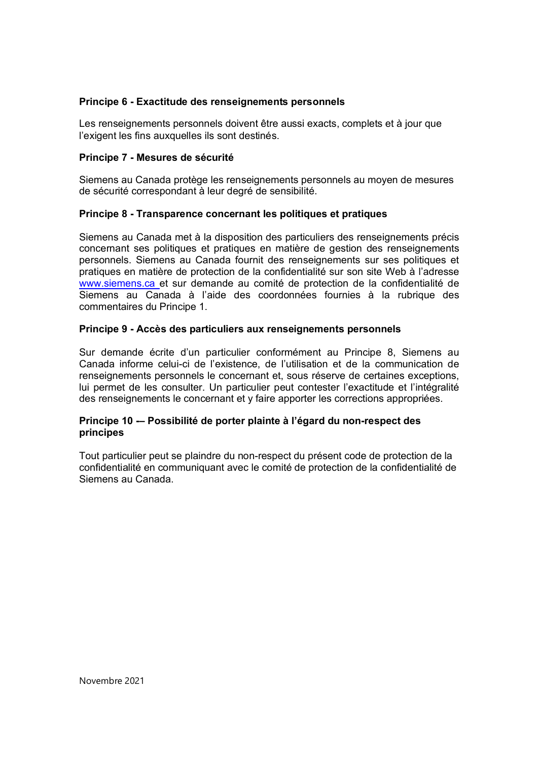**Principe 6 - Exactitude des renseignements personnels**

Les renseignements personnels doivent être aussi exacts, complets et à jour que l'exigent les fins auxquelles ils sont destinés.

**Principe 7 - Mesures de sécurité**

Siemens au Canada protège les renseignements personnels au moyen de mesures de sécurité correspondant à leur degré de sensibilité.

**Principe 8 - Transparence concernant les politiques et pratiques**

Siemens au Canada met à la disposition des particuliers des renseignements précis concernant ses politiques et pratiques en matière de gestion des renseignements personnels. Siemens au Canada fournit des renseignements sur ses politiques et pratiques en matière de protection de la confidentialité sur son site Web à l'adresse www.siemens.ca et sur demande au comité de protection de la confidentialité de Siemens au Canada à l'aide des coordonnées fournies à la rubrique des commentaires du Principe 1.

**Principe 9 - Accès des particuliers aux renseignements personnels**

Sur demande écrite d'un particulier conformément au Principe 8, Siemens au Canada informe celui-ci de l'existence, de l'utilisation et de la communication de renseignements personnels le concernant et, sous réserve de certaines exceptions, lui permet de les consulter. Un particulier peut contester l'exactitude et l'intégralité des renseignements le concernant et y faire apporter les corrections appropriées.

**Principe 10 -– Possibilité de porter plainte à l'égard du non-respect des principes**

Tout particulier peut se plaindre du non-respect du présent code de protection de la confidentialité en communiquant avec le comité de protection de la confidentialité de Siemens au Canada.

Novembre 2021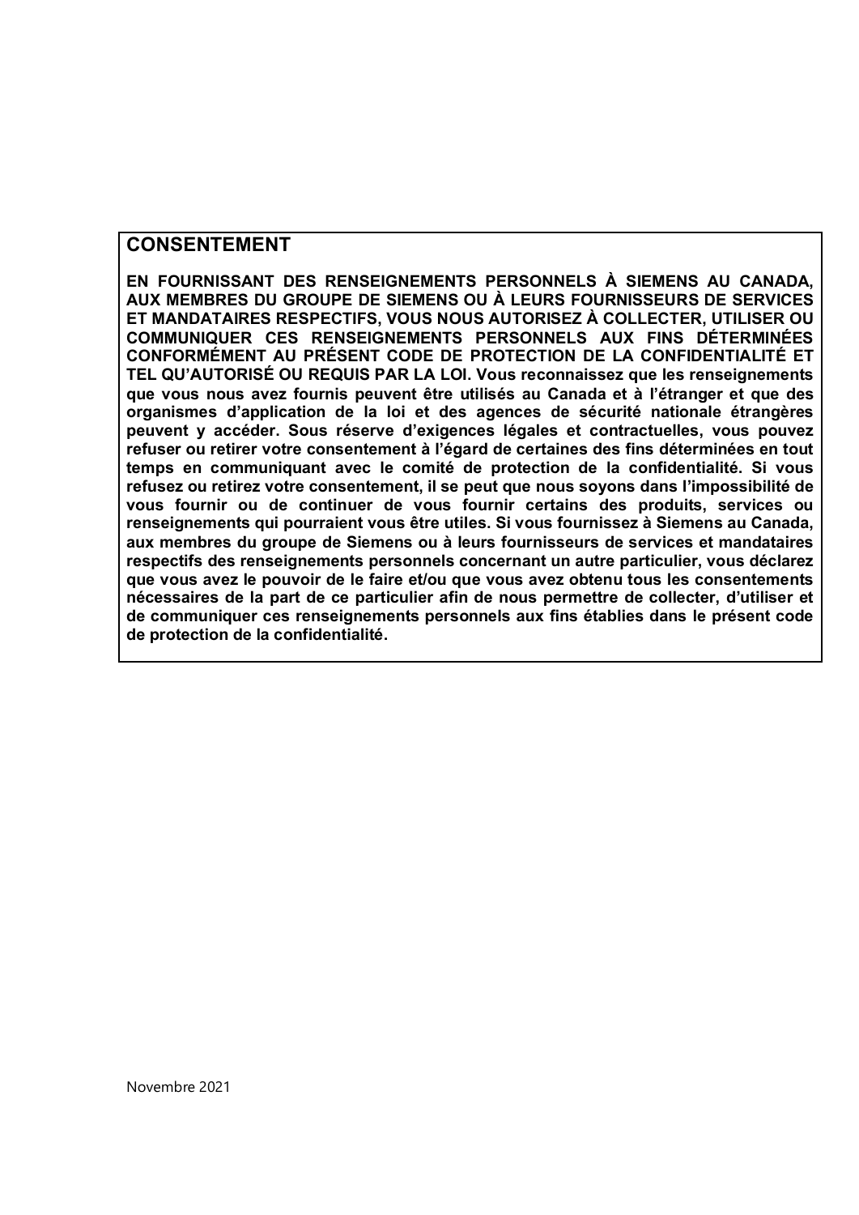## CONSENTEMENT

**EN FOURNISSANT DES RENSEIGNEMENTS PERSONNELS À SIEMENS AU CANADA, AUX MEMBRES DU GROUPE DE SIEMENS OU À LEURS FOURNISSEURS DE SERVICES ET MANDATAIRES RESPECTIFS, VOUS NOUS AUTORISEZ À COLLECTER, UTILISER OU COMMUNIQUER CES RENSEIGNEMENTS PERSONNELS AUX FINS DÉTERMINÉES CONFORMÉMENT AU PRÉSENT CODE DE PROTECTION DE LA CONFIDENTIALITÉ ET TEL QU'AUTORISÉ OU REQUIS PAR LA LOI. Vous reconnaissez que les renseignements que vous nous avez fournis peuvent être utilisés au Canada et à l'étranger et que des organismes d'application de la loi et des agences de sécurité nationale étrangères peuvent y accéder. Sous réserve d'exigences légales et contractuelles, vous pouvez refuser ou retirer votre consentement à l'égard de certaines des fins déterminées en tout temps en communiquant avec le comité de protection de la confidentialité. Si vous refusez ou retirez votre consentement, il se peut que nous soyons dans l'impossibilité de vous fournir ou de continuer de vous fournir certains des produits, services ou renseignements qui pourraient vous être utiles. Si vous fournissez à Siemens au Canada, aux membres du groupe de Siemens ou à leurs fournisseurs de services et mandataires respectifs des renseignements personnels concernant un autre particulier, vous déclarez que vous avez le pouvoir de le faire et/ou que vous avez obtenu tous les consentements nécessaires de la part de ce particulier afin de nous permettre de collecter, d'utiliser et de communiquer ces renseignements personnels aux fins établies dans le présent code de protection de la confidentialité.**

Novembre 2021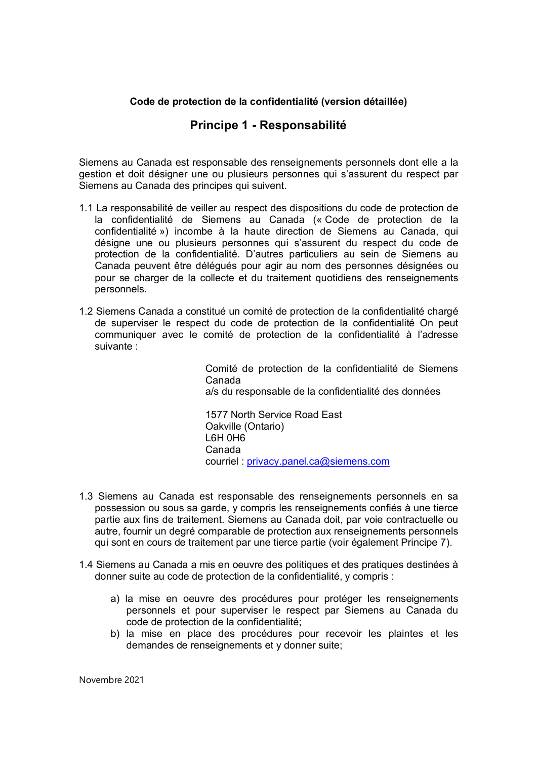**Code de protection de la confidentialité (version détaillée)**

## Principe 1 - Responsabilité

Siemens au Canada est responsable des renseignements personnels dont elle a la gestion et doit désigner une ou plusieurs personnes qui s'assurent du respect par Siemens au Canada des principes qui suivent.

1.1 La responsabilité de veiller au respect des dispositions du code de protection de la confidentialité de Siemens au Canada (« Code de protection de la confidentialité ») incombe à la haute direction de Siemens au Canada, qui désigne une ou plusieurs personnes qui s'assurent du respect du code de protection de la confidentialité. D'autres particuliers au sein de Siemens au Canada peuvent être délégués pour agir au nom des personnes désignées ou pour se charger de la collecte et du traitement quotidiens des renseignements personnels.

1.2 Siemens Canada a constitué un comité de protection de la confidentialité chargé de superviser le respect du code de protection de la confidentialité On peut communiquer avec le comité de protection de la confidentialité à l'adresse suivante :

> Comité de protection de la confidentialité de Siemens Canada
> a/s du responsable de la confidentialité des données
>
> 1577 North Service Road East
> Oakville (Ontario)
> L6H 0H6
> Canada
> courriel : privacy.panel.ca@siemens.com

1.3 Siemens au Canada est responsable des renseignements personnels en sa possession ou sous sa garde, y compris les renseignements confiés à une tierce partie aux fins de traitement. Siemens au Canada doit, par voie contractuelle ou autre, fournir un degré comparable de protection aux renseignements personnels qui sont en cours de traitement par une tierce partie (voir également Principe 7).

1.4 Siemens au Canada a mis en oeuvre des politiques et des pratiques destinées à donner suite au code de protection de la confidentialité, y compris :

a) la mise en oeuvre des procédures pour protéger les renseignements personnels et pour superviser le respect par Siemens au Canada du code de protection de la confidentialité;
b) la mise en place des procédures pour recevoir les plaintes et les demandes de renseignements et y donner suite;

Novembre 2021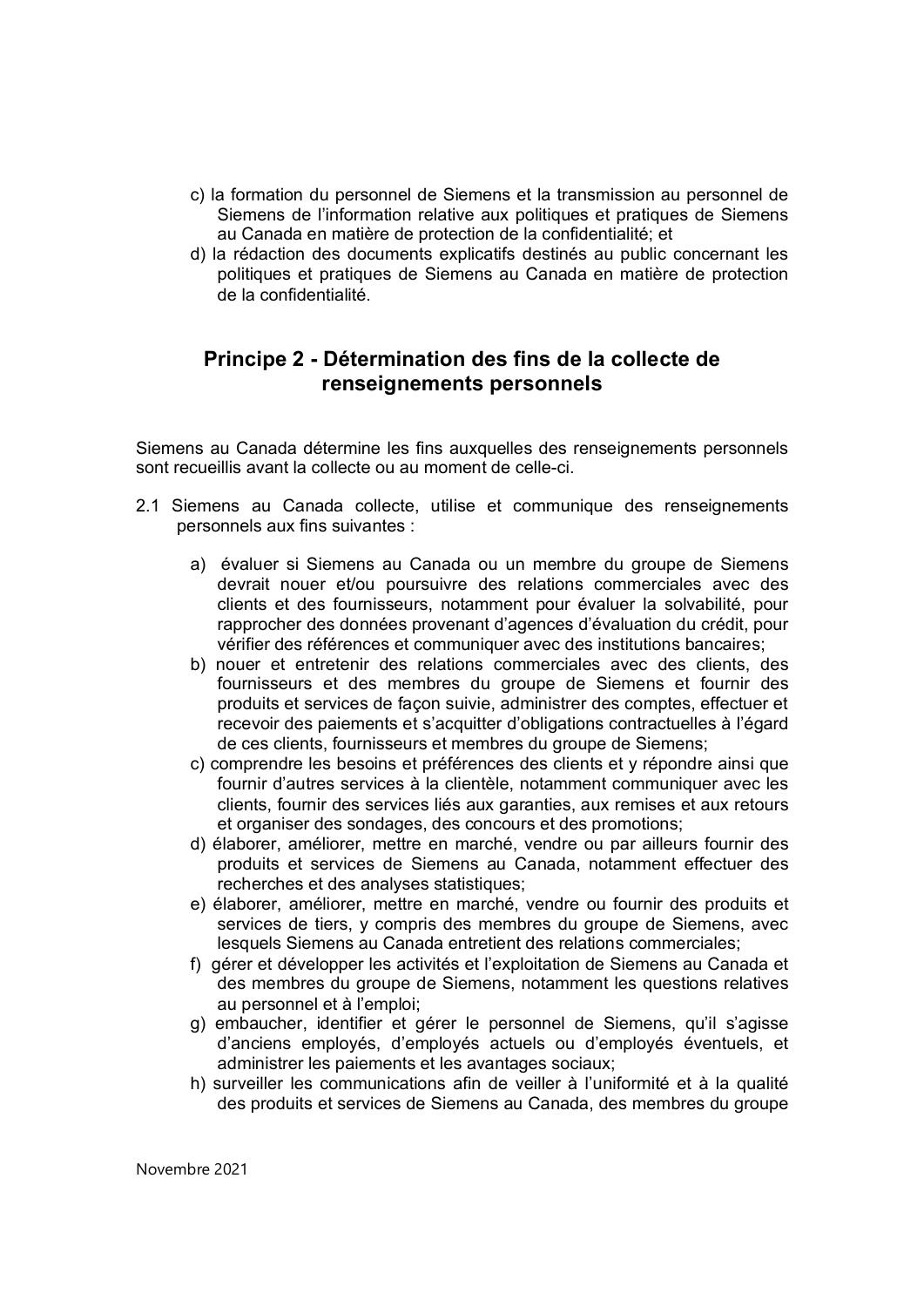c) la formation du personnel de Siemens et la transmission au personnel de Siemens de l'information relative aux politiques et pratiques de Siemens au Canada en matière de protection de la confidentialité; et
d) la rédaction des documents explicatifs destinés au public concernant les politiques et pratiques de Siemens au Canada en matière de protection de la confidentialité.

## Principe 2 - Détermination des fins de la collecte de renseignements personnels

Siemens au Canada détermine les fins auxquelles des renseignements personnels sont recueillis avant la collecte ou au moment de celle-ci.

2.1 Siemens au Canada collecte, utilise et communique des renseignements personnels aux fins suivantes :

a) évaluer si Siemens au Canada ou un membre du groupe de Siemens devrait nouer et/ou poursuivre des relations commerciales avec des clients et des fournisseurs, notamment pour évaluer la solvabilité, pour rapprocher des données provenant d'agences d'évaluation du crédit, pour vérifier des références et communiquer avec des institutions bancaires;
b) nouer et entretenir des relations commerciales avec des clients, des fournisseurs et des membres du groupe de Siemens et fournir des produits et services de façon suivie, administrer des comptes, effectuer et recevoir des paiements et s'acquitter d'obligations contractuelles à l'égard de ces clients, fournisseurs et membres du groupe de Siemens;
c) comprendre les besoins et préférences des clients et y répondre ainsi que fournir d'autres services à la clientèle, notamment communiquer avec les clients, fournir des services liés aux garanties, aux remises et aux retours et organiser des sondages, des concours et des promotions;
d) élaborer, améliorer, mettre en marché, vendre ou par ailleurs fournir des produits et services de Siemens au Canada, notamment effectuer des recherches et des analyses statistiques;
e) élaborer, améliorer, mettre en marché, vendre ou fournir des produits et services de tiers, y compris des membres du groupe de Siemens, avec lesquels Siemens au Canada entretient des relations commerciales;
f) gérer et développer les activités et l'exploitation de Siemens au Canada et des membres du groupe de Siemens, notamment les questions relatives au personnel et à l'emploi;
g) embaucher, identifier et gérer le personnel de Siemens, qu'il s'agisse d'anciens employés, d'employés actuels ou d'employés éventuels, et administrer les paiements et les avantages sociaux;
h) surveiller les communications afin de veiller à l'uniformité et à la qualité des produits et services de Siemens au Canada, des membres du groupe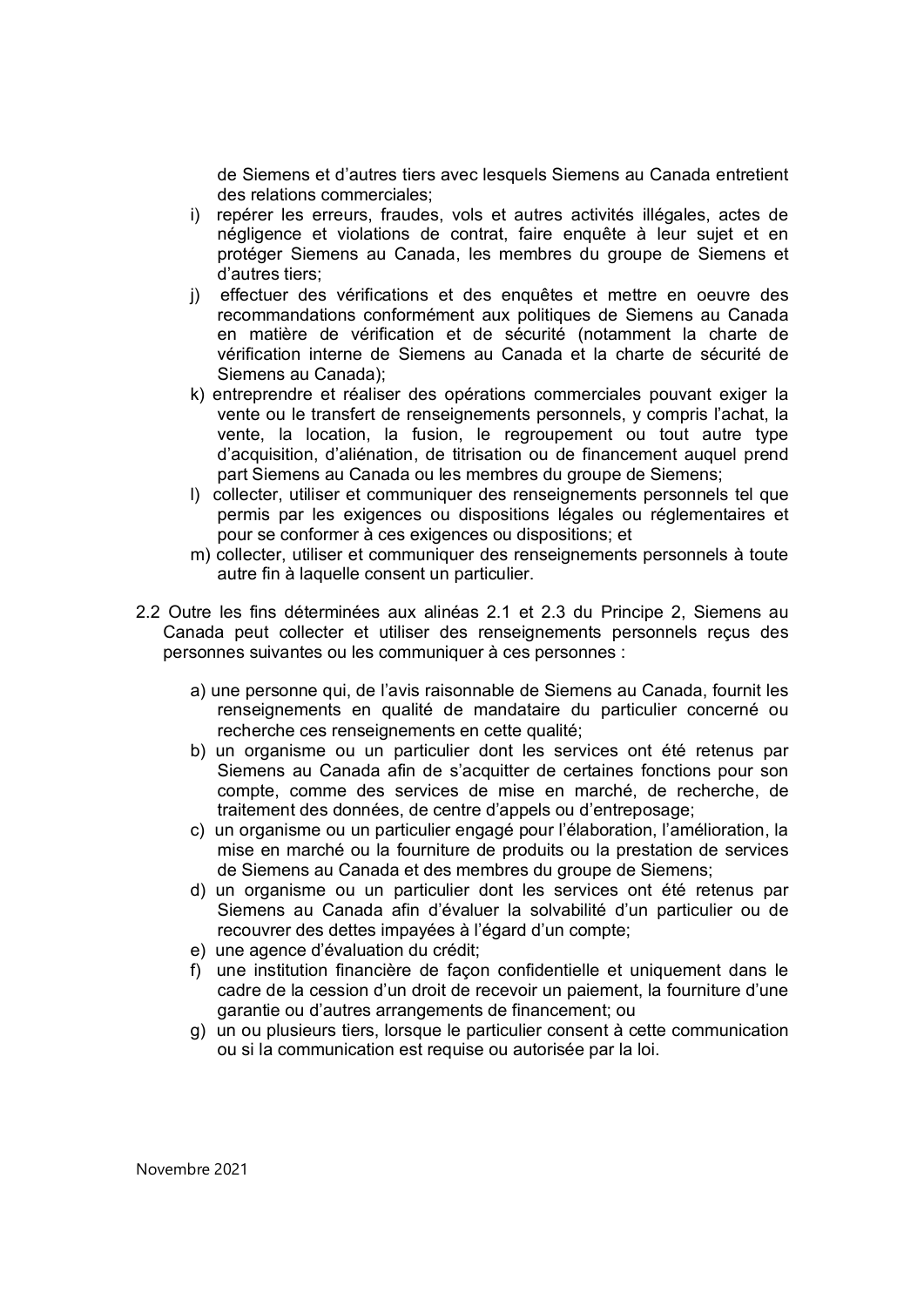de Siemens et d'autres tiers avec lesquels Siemens au Canada entretient des relations commerciales;

i) repérer les erreurs, fraudes, vols et autres activités illégales, actes de négligence et violations de contrat, faire enquête à leur sujet et en protéger Siemens au Canada, les membres du groupe de Siemens et d'autres tiers;

j) effectuer des vérifications et des enquêtes et mettre en oeuvre des recommandations conformément aux politiques de Siemens au Canada en matière de vérification et de sécurité (notamment la charte de vérification interne de Siemens au Canada et la charte de sécurité de Siemens au Canada);

k) entreprendre et réaliser des opérations commerciales pouvant exiger la vente ou le transfert de renseignements personnels, y compris l'achat, la vente, la location, la fusion, le regroupement ou tout autre type d'acquisition, d'aliénation, de titrisation ou de financement auquel prend part Siemens au Canada ou les membres du groupe de Siemens;

l) collecter, utiliser et communiquer des renseignements personnels tel que permis par les exigences ou dispositions légales ou réglementaires et pour se conformer à ces exigences ou dispositions; et

m) collecter, utiliser et communiquer des renseignements personnels à toute autre fin à laquelle consent un particulier.

2.2 Outre les fins déterminées aux alinéas 2.1 et 2.3 du Principe 2, Siemens au Canada peut collecter et utiliser des renseignements personnels reçus des personnes suivantes ou les communiquer à ces personnes :

a) une personne qui, de l'avis raisonnable de Siemens au Canada, fournit les renseignements en qualité de mandataire du particulier concerné ou recherche ces renseignements en cette qualité;

b) un organisme ou un particulier dont les services ont été retenus par Siemens au Canada afin de s'acquitter de certaines fonctions pour son compte, comme des services de mise en marché, de recherche, de traitement des données, de centre d'appels ou d'entreposage;

c) un organisme ou un particulier engagé pour l'élaboration, l'amélioration, la mise en marché ou la fourniture de produits ou la prestation de services de Siemens au Canada et des membres du groupe de Siemens;

d) un organisme ou un particulier dont les services ont été retenus par Siemens au Canada afin d'évaluer la solvabilité d'un particulier ou de recouvrer des dettes impayées à l'égard d'un compte;

e) une agence d'évaluation du crédit;

f) une institution financière de façon confidentielle et uniquement dans le cadre de la cession d'un droit de recevoir un paiement, la fourniture d'une garantie ou d'autres arrangements de financement; ou

g) un ou plusieurs tiers, lorsque le particulier consent à cette communication ou si la communication est requise ou autorisée par la loi.

Novembre 2021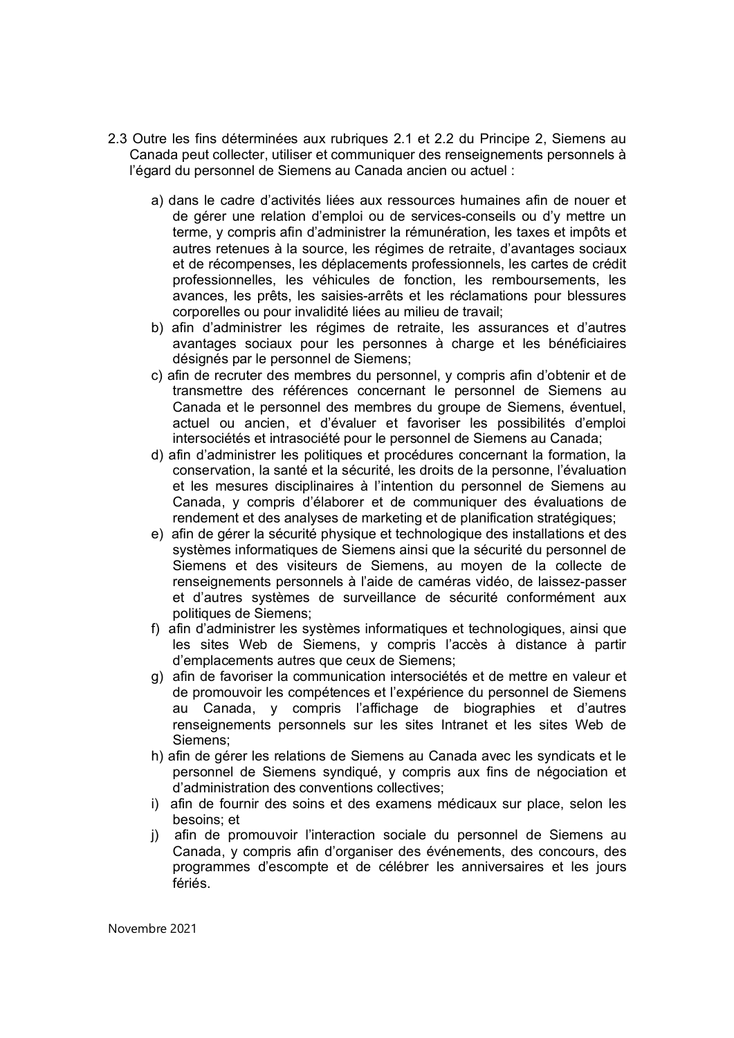2.3 Outre les fins déterminées aux rubriques 2.1 et 2.2 du Principe 2, Siemens au Canada peut collecter, utiliser et communiquer des renseignements personnels à l'égard du personnel de Siemens au Canada ancien ou actuel :

a) dans le cadre d'activités liées aux ressources humaines afin de nouer et de gérer une relation d'emploi ou de services-conseils ou d'y mettre un terme, y compris afin d'administrer la rémunération, les taxes et impôts et autres retenues à la source, les régimes de retraite, d'avantages sociaux et de récompenses, les déplacements professionnels, les cartes de crédit professionnelles, les véhicules de fonction, les remboursements, les avances, les prêts, les saisies-arrêts et les réclamations pour blessures corporelles ou pour invalidité liées au milieu de travail;

b) afin d'administrer les régimes de retraite, les assurances et d'autres avantages sociaux pour les personnes à charge et les bénéficiaires désignés par le personnel de Siemens;

c) afin de recruter des membres du personnel, y compris afin d'obtenir et de transmettre des références concernant le personnel de Siemens au Canada et le personnel des membres du groupe de Siemens, éventuel, actuel ou ancien, et d'évaluer et favoriser les possibilités d'emploi intersociétés et intrasociété pour le personnel de Siemens au Canada;

d) afin d'administrer les politiques et procédures concernant la formation, la conservation, la santé et la sécurité, les droits de la personne, l'évaluation et les mesures disciplinaires à l'intention du personnel de Siemens au Canada, y compris d'élaborer et de communiquer des évaluations de rendement et des analyses de marketing et de planification stratégiques;

e) afin de gérer la sécurité physique et technologique des installations et des systèmes informatiques de Siemens ainsi que la sécurité du personnel de Siemens et des visiteurs de Siemens, au moyen de la collecte de renseignements personnels à l'aide de caméras vidéo, de laissez-passer et d'autres systèmes de surveillance de sécurité conformément aux politiques de Siemens;

f) afin d'administrer les systèmes informatiques et technologiques, ainsi que les sites Web de Siemens, y compris l'accès à distance à partir d'emplacements autres que ceux de Siemens;

g) afin de favoriser la communication intersociétés et de mettre en valeur et de promouvoir les compétences et l'expérience du personnel de Siemens au Canada, y compris l'affichage de biographies et d'autres renseignements personnels sur les sites Intranet et les sites Web de Siemens;

h) afin de gérer les relations de Siemens au Canada avec les syndicats et le personnel de Siemens syndiqué, y compris aux fins de négociation et d'administration des conventions collectives;

i) afin de fournir des soins et des examens médicaux sur place, selon les besoins; et

j) afin de promouvoir l'interaction sociale du personnel de Siemens au Canada, y compris afin d'organiser des événements, des concours, des programmes d'escompte et de célébrer les anniversaires et les jours fériés.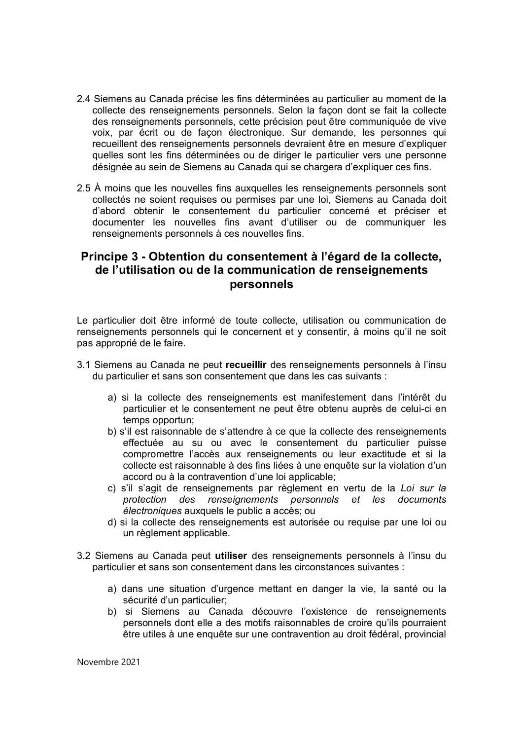2.4 Siemens au Canada précise les fins déterminées au particulier au moment de la collecte des renseignements personnels. Selon la façon dont se fait la collecte des renseignements personnels, cette précision peut être communiquée de vive voix, par écrit ou de façon électronique. Sur demande, les personnes qui recueillent des renseignements personnels devraient être en mesure d'expliquer quelles sont les fins déterminées ou de diriger le particulier vers une personne désignée au sein de Siemens au Canada qui se chargera d'expliquer ces fins.

2.5 À moins que les nouvelles fins auxquelles les renseignements personnels sont collectés ne soient requises ou permises par une loi, Siemens au Canada doit d'abord obtenir le consentement du particulier concerné et préciser et documenter les nouvelles fins avant d'utiliser ou de communiquer les renseignements personnels à ces nouvelles fins.

## Principe 3 - Obtention du consentement à l'égard de la collecte, de l'utilisation ou de la communication de renseignements personnels

Le particulier doit être informé de toute collecte, utilisation ou communication de renseignements personnels qui le concernent et y consentir, à moins qu'il ne soit pas approprié de le faire.

3.1 Siemens au Canada ne peut **recueillir** des renseignements personnels à l'insu du particulier et sans son consentement que dans les cas suivants :

a) si la collecte des renseignements est manifestement dans l'intérêt du particulier et le consentement ne peut être obtenu auprès de celui-ci en temps opportun;
b) s'il est raisonnable de s'attendre à ce que la collecte des renseignements effectuée au su ou avec le consentement du particulier puisse compromettre l'accès aux renseignements ou leur exactitude et si la collecte est raisonnable à des fins liées à une enquête sur la violation d'un accord ou à la contravention d'une loi applicable;
c) s'il s'agit de renseignements par règlement en vertu de la *Loi sur la protection des renseignements personnels et les documents électroniques* auxquels le public a accès; ou
d) si la collecte des renseignements est autorisée ou requise par une loi ou un règlement applicable.

3.2 Siemens au Canada peut **utiliser** des renseignements personnels à l'insu du particulier et sans son consentement dans les circonstances suivantes :

a) dans une situation d'urgence mettant en danger la vie, la santé ou la sécurité d'un particulier;
b) si Siemens au Canada découvre l'existence de renseignements personnels dont elle a des motifs raisonnables de croire qu'ils pourraient être utiles à une enquête sur une contravention au droit fédéral, provincial

Novembre 2021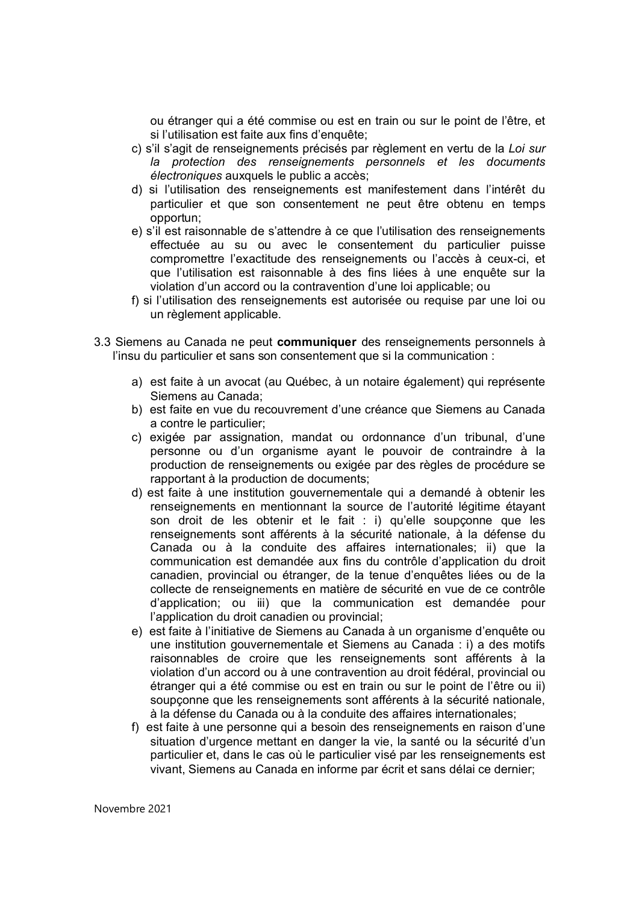ou étranger qui a été commise ou est en train ou sur le point de l'être, et si l'utilisation est faite aux fins d'enquête;

c) s'il s'agit de renseignements précisés par règlement en vertu de la *Loi sur la protection des renseignements personnels et les documents électroniques* auxquels le public a accès;

d) si l'utilisation des renseignements est manifestement dans l'intérêt du particulier et que son consentement ne peut être obtenu en temps opportun;

e) s'il est raisonnable de s'attendre à ce que l'utilisation des renseignements effectuée au su ou avec le consentement du particulier puisse compromettre l'exactitude des renseignements ou l'accès à ceux-ci, et que l'utilisation est raisonnable à des fins liées à une enquête sur la violation d'un accord ou la contravention d'une loi applicable; ou

f) si l'utilisation des renseignements est autorisée ou requise par une loi ou un règlement applicable.

3.3 Siemens au Canada ne peut **communiquer** des renseignements personnels à l'insu du particulier et sans son consentement que si la communication :

a) est faite à un avocat (au Québec, à un notaire également) qui représente Siemens au Canada;

b) est faite en vue du recouvrement d'une créance que Siemens au Canada a contre le particulier;

c) exigée par assignation, mandat ou ordonnance d'un tribunal, d'une personne ou d'un organisme ayant le pouvoir de contraindre à la production de renseignements ou exigée par des règles de procédure se rapportant à la production de documents;

d) est faite à une institution gouvernementale qui a demandé à obtenir les renseignements en mentionnant la source de l'autorité légitime étayant son droit de les obtenir et le fait : i) qu'elle soupçonne que les renseignements sont afférents à la sécurité nationale, à la défense du Canada ou à la conduite des affaires internationales; ii) que la communication est demandée aux fins du contrôle d'application du droit canadien, provincial ou étranger, de la tenue d'enquêtes liées ou de la collecte de renseignements en matière de sécurité en vue de ce contrôle d'application; ou iii) que la communication est demandée pour l'application du droit canadien ou provincial;

e) est faite à l'initiative de Siemens au Canada à un organisme d'enquête ou une institution gouvernementale et Siemens au Canada : i) a des motifs raisonnables de croire que les renseignements sont afférents à la violation d'un accord ou à une contravention au droit fédéral, provincial ou étranger qui a été commise ou est en train ou sur le point de l'être ou ii) soupçonne que les renseignements sont afférents à la sécurité nationale, à la défense du Canada ou à la conduite des affaires internationales;

f) est faite à une personne qui a besoin des renseignements en raison d'une situation d'urgence mettant en danger la vie, la santé ou la sécurité d'un particulier et, dans le cas où le particulier visé par les renseignements est vivant, Siemens au Canada en informe par écrit et sans délai ce dernier;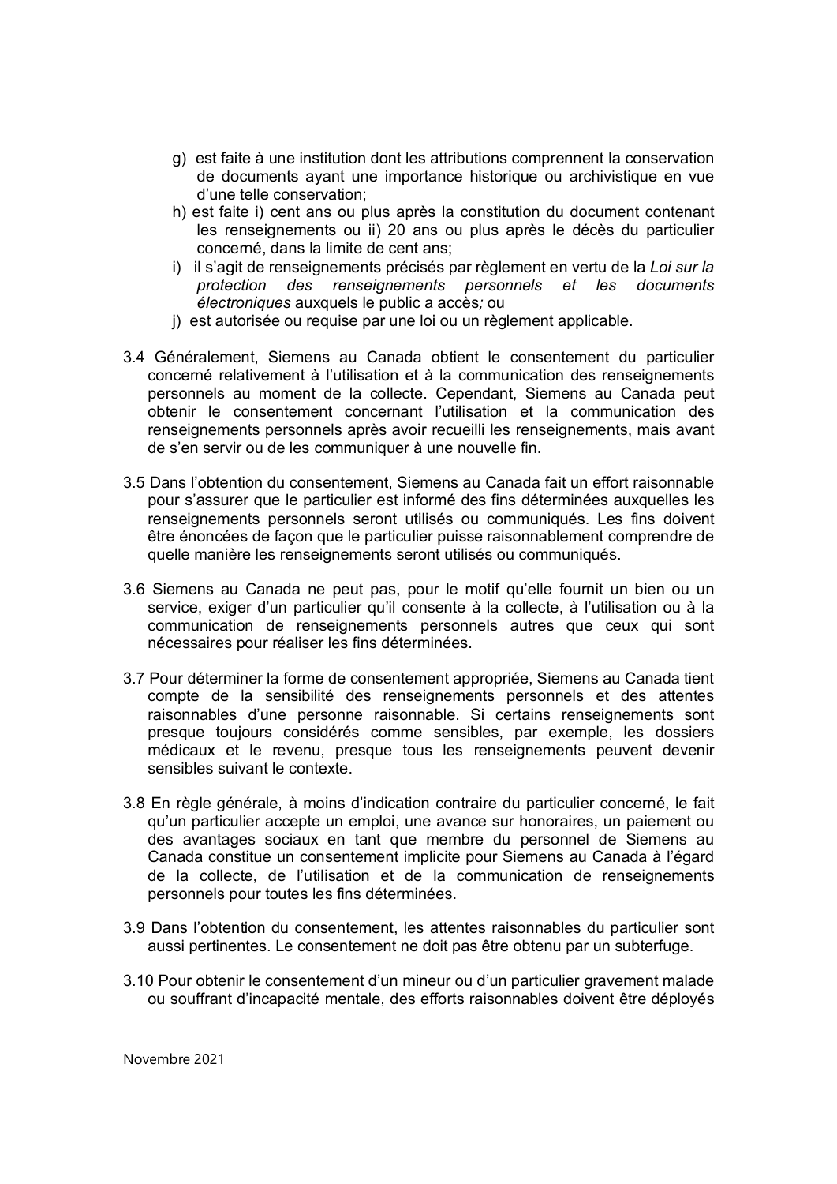g) est faite à une institution dont les attributions comprennent la conservation de documents ayant une importance historique ou archivistique en vue d'une telle conservation;

h) est faite i) cent ans ou plus après la constitution du document contenant les renseignements ou ii) 20 ans ou plus après le décès du particulier concerné, dans la limite de cent ans;

i) il s'agit de renseignements précisés par règlement en vertu de la *Loi sur la protection des renseignements personnels et les documents électroniques* auxquels le public a accès; ou

j) est autorisée ou requise par une loi ou un règlement applicable.

3.4 Généralement, Siemens au Canada obtient le consentement du particulier concerné relativement à l'utilisation et à la communication des renseignements personnels au moment de la collecte. Cependant, Siemens au Canada peut obtenir le consentement concernant l'utilisation et la communication des renseignements personnels après avoir recueilli les renseignements, mais avant de s'en servir ou de les communiquer à une nouvelle fin.

3.5 Dans l'obtention du consentement, Siemens au Canada fait un effort raisonnable pour s'assurer que le particulier est informé des fins déterminées auxquelles les renseignements personnels seront utilisés ou communiqués. Les fins doivent être énoncées de façon que le particulier puisse raisonnablement comprendre de quelle manière les renseignements seront utilisés ou communiqués.

3.6 Siemens au Canada ne peut pas, pour le motif qu'elle fournit un bien ou un service, exiger d'un particulier qu'il consente à la collecte, à l'utilisation ou à la communication de renseignements personnels autres que ceux qui sont nécessaires pour réaliser les fins déterminées.

3.7 Pour déterminer la forme de consentement appropriée, Siemens au Canada tient compte de la sensibilité des renseignements personnels et des attentes raisonnables d'une personne raisonnable. Si certains renseignements sont presque toujours considérés comme sensibles, par exemple, les dossiers médicaux et le revenu, presque tous les renseignements peuvent devenir sensibles suivant le contexte.

3.8 En règle générale, à moins d'indication contraire du particulier concerné, le fait qu'un particulier accepte un emploi, une avance sur honoraires, un paiement ou des avantages sociaux en tant que membre du personnel de Siemens au Canada constitue un consentement implicite pour Siemens au Canada à l'égard de la collecte, de l'utilisation et de la communication de renseignements personnels pour toutes les fins déterminées.

3.9 Dans l'obtention du consentement, les attentes raisonnables du particulier sont aussi pertinentes. Le consentement ne doit pas être obtenu par un subterfuge.

3.10 Pour obtenir le consentement d'un mineur ou d'un particulier gravement malade ou souffrant d'incapacité mentale, des efforts raisonnables doivent être déployés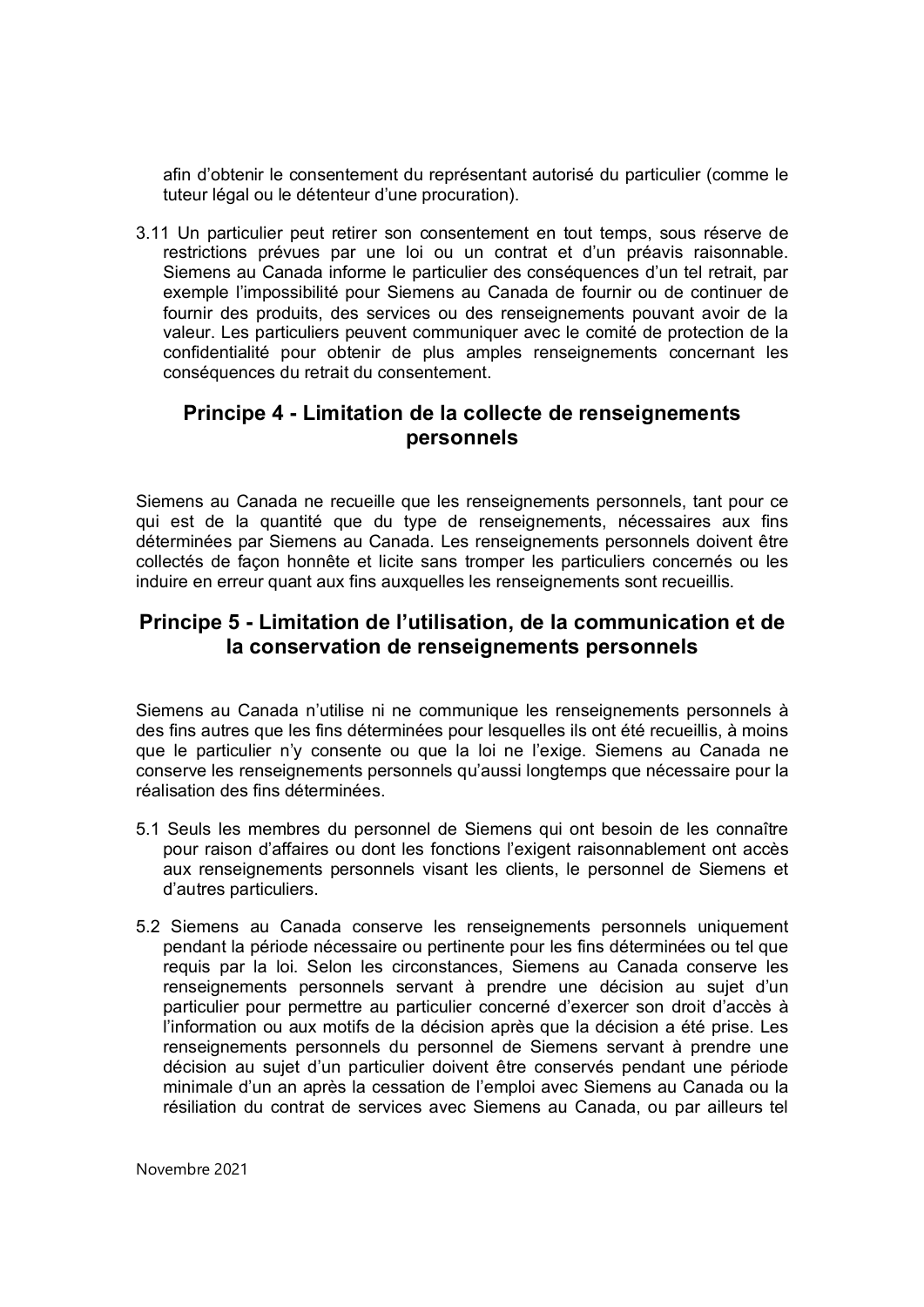afin d'obtenir le consentement du représentant autorisé du particulier (comme le tuteur légal ou le détenteur d'une procuration).

3.11 Un particulier peut retirer son consentement en tout temps, sous réserve de restrictions prévues par une loi ou un contrat et d'un préavis raisonnable. Siemens au Canada informe le particulier des conséquences d'un tel retrait, par exemple l'impossibilité pour Siemens au Canada de fournir ou de continuer de fournir des produits, des services ou des renseignements pouvant avoir de la valeur. Les particuliers peuvent communiquer avec le comité de protection de la confidentialité pour obtenir de plus amples renseignements concernant les conséquences du retrait du consentement.

## Principe 4 - Limitation de la collecte de renseignements personnels

Siemens au Canada ne recueille que les renseignements personnels, tant pour ce qui est de la quantité que du type de renseignements, nécessaires aux fins déterminées par Siemens au Canada. Les renseignements personnels doivent être collectés de façon honnête et licite sans tromper les particuliers concernés ou les induire en erreur quant aux fins auxquelles les renseignements sont recueillis.

## Principe 5 - Limitation de l'utilisation, de la communication et de la conservation de renseignements personnels

Siemens au Canada n'utilise ni ne communique les renseignements personnels à des fins autres que les fins déterminées pour lesquelles ils ont été recueillis, à moins que le particulier n'y consente ou que la loi ne l'exige. Siemens au Canada ne conserve les renseignements personnels qu'aussi longtemps que nécessaire pour la réalisation des fins déterminées.

5.1 Seuls les membres du personnel de Siemens qui ont besoin de les connaître pour raison d'affaires ou dont les fonctions l'exigent raisonnablement ont accès aux renseignements personnels visant les clients, le personnel de Siemens et d'autres particuliers.

5.2 Siemens au Canada conserve les renseignements personnels uniquement pendant la période nécessaire ou pertinente pour les fins déterminées ou tel que requis par la loi. Selon les circonstances, Siemens au Canada conserve les renseignements personnels servant à prendre une décision au sujet d'un particulier pour permettre au particulier concerné d'exercer son droit d'accès à l'information ou aux motifs de la décision après que la décision a été prise. Les renseignements personnels du personnel de Siemens servant à prendre une décision au sujet d'un particulier doivent être conservés pendant une période minimale d'un an après la cessation de l'emploi avec Siemens au Canada ou la résiliation du contrat de services avec Siemens au Canada, ou par ailleurs tel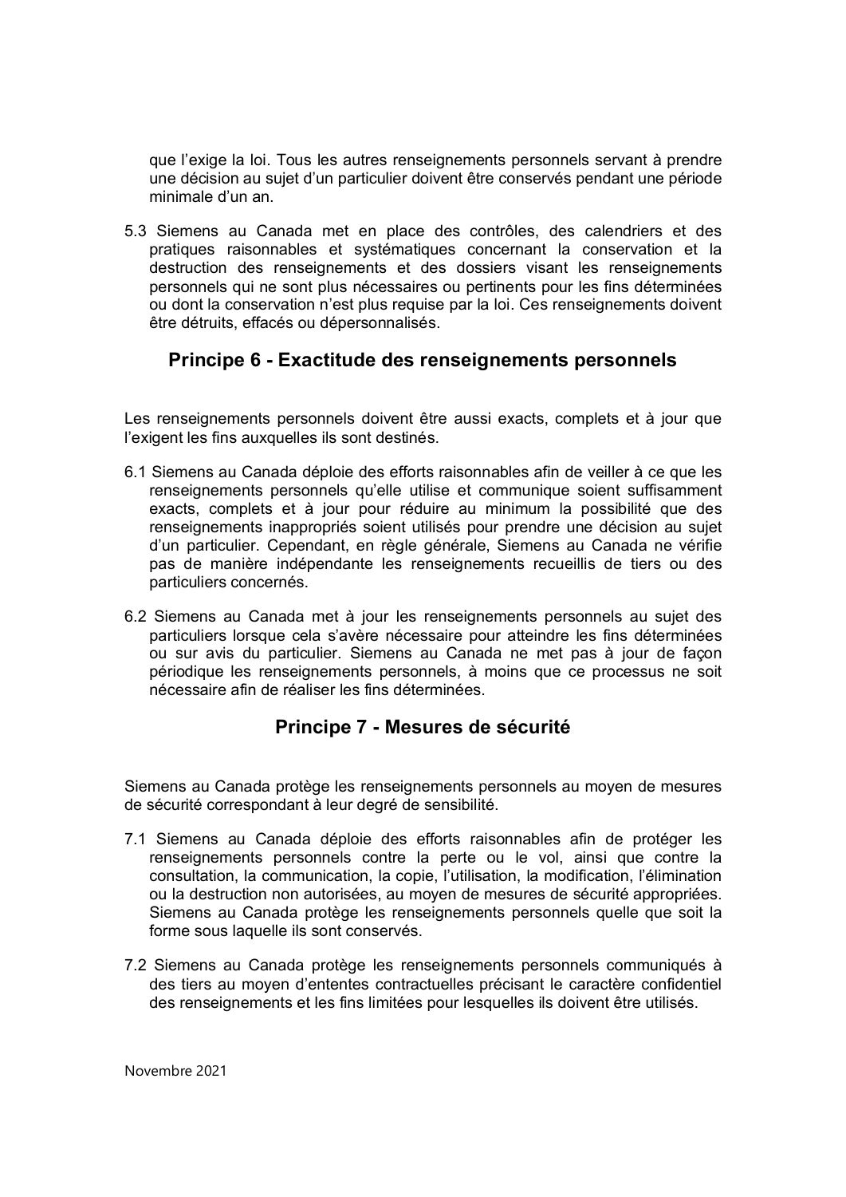que l'exige la loi. Tous les autres renseignements personnels servant à prendre une décision au sujet d'un particulier doivent être conservés pendant une période minimale d'un an.

5.3 Siemens au Canada met en place des contrôles, des calendriers et des pratiques raisonnables et systématiques concernant la conservation et la destruction des renseignements et des dossiers visant les renseignements personnels qui ne sont plus nécessaires ou pertinents pour les fins déterminées ou dont la conservation n'est plus requise par la loi. Ces renseignements doivent être détruits, effacés ou dépersonnalisés.

## Principe 6 - Exactitude des renseignements personnels

Les renseignements personnels doivent être aussi exacts, complets et à jour que l'exigent les fins auxquelles ils sont destinés.

6.1 Siemens au Canada déploie des efforts raisonnables afin de veiller à ce que les renseignements personnels qu'elle utilise et communique soient suffisamment exacts, complets et à jour pour réduire au minimum la possibilité que des renseignements inappropriés soient utilisés pour prendre une décision au sujet d'un particulier. Cependant, en règle générale, Siemens au Canada ne vérifie pas de manière indépendante les renseignements recueillis de tiers ou des particuliers concernés.

6.2 Siemens au Canada met à jour les renseignements personnels au sujet des particuliers lorsque cela s'avère nécessaire pour atteindre les fins déterminées ou sur avis du particulier. Siemens au Canada ne met pas à jour de façon périodique les renseignements personnels, à moins que ce processus ne soit nécessaire afin de réaliser les fins déterminées.

## Principe 7 - Mesures de sécurité

Siemens au Canada protège les renseignements personnels au moyen de mesures de sécurité correspondant à leur degré de sensibilité.

7.1 Siemens au Canada déploie des efforts raisonnables afin de protéger les renseignements personnels contre la perte ou le vol, ainsi que contre la consultation, la communication, la copie, l'utilisation, la modification, l'élimination ou la destruction non autorisées, au moyen de mesures de sécurité appropriées. Siemens au Canada protège les renseignements personnels quelle que soit la forme sous laquelle ils sont conservés.

7.2 Siemens au Canada protège les renseignements personnels communiqués à des tiers au moyen d'ententes contractuelles précisant le caractère confidentiel des renseignements et les fins limitées pour lesquelles ils doivent être utilisés.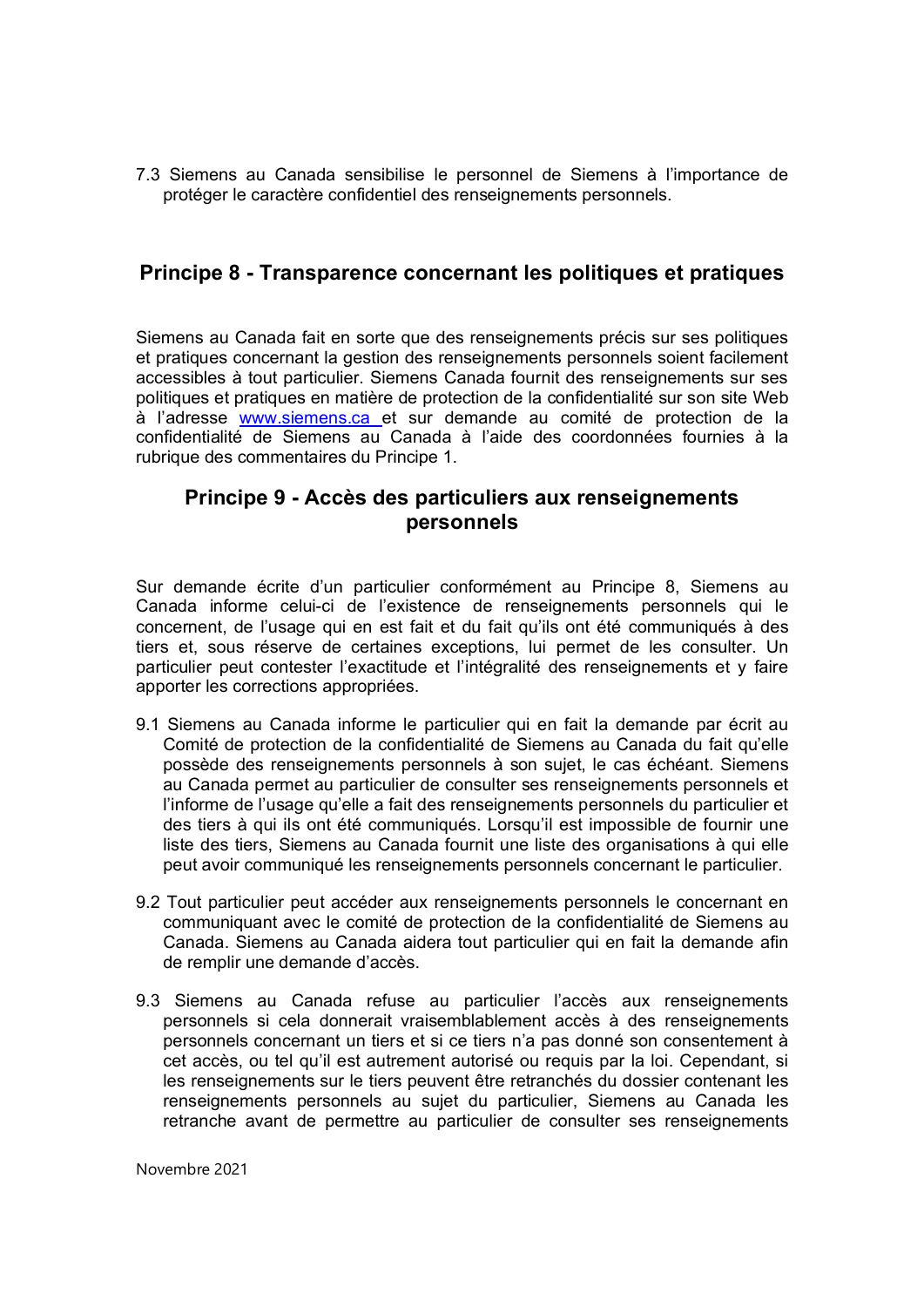7.3 Siemens au Canada sensibilise le personnel de Siemens à l'importance de protéger le caractère confidentiel des renseignements personnels.

## Principe 8 - Transparence concernant les politiques et pratiques

Siemens au Canada fait en sorte que des renseignements précis sur ses politiques et pratiques concernant la gestion des renseignements personnels soient facilement accessibles à tout particulier. Siemens Canada fournit des renseignements sur ses politiques et pratiques en matière de protection de la confidentialité sur son site Web à l'adresse [www.siemens.ca](http://www.siemens.ca) et sur demande au comité de protection de la confidentialité de Siemens au Canada à l'aide des coordonnées fournies à la rubrique des commentaires du Principe 1.

## Principe 9 - Accès des particuliers aux renseignements personnels

Sur demande écrite d'un particulier conformément au Principe 8, Siemens au Canada informe celui-ci de l'existence de renseignements personnels qui le concernent, de l'usage qui en est fait et du fait qu'ils ont été communiqués à des tiers et, sous réserve de certaines exceptions, lui permet de les consulter. Un particulier peut contester l'exactitude et l'intégralité des renseignements et y faire apporter les corrections appropriées.

9.1 Siemens au Canada informe le particulier qui en fait la demande par écrit au Comité de protection de la confidentialité de Siemens au Canada du fait qu'elle possède des renseignements personnels à son sujet, le cas échéant. Siemens au Canada permet au particulier de consulter ses renseignements personnels et l'informe de l'usage qu'elle a fait des renseignements personnels du particulier et des tiers à qui ils ont été communiqués. Lorsqu'il est impossible de fournir une liste des tiers, Siemens au Canada fournit une liste des organisations à qui elle peut avoir communiqué les renseignements personnels concernant le particulier.

9.2 Tout particulier peut accéder aux renseignements personnels le concernant en communiquant avec le comité de protection de la confidentialité de Siemens au Canada. Siemens au Canada aidera tout particulier qui en fait la demande afin de remplir une demande d'accès.

9.3 Siemens au Canada refuse au particulier l'accès aux renseignements personnels si cela donnerait vraisemblablement accès à des renseignements personnels concernant un tiers et si ce tiers n'a pas donné son consentement à cet accès, ou tel qu'il est autrement autorisé ou requis par la loi. Cependant, si les renseignements sur le tiers peuvent être retranchés du dossier contenant les renseignements personnels au sujet du particulier, Siemens au Canada les retranche avant de permettre au particulier de consulter ses renseignements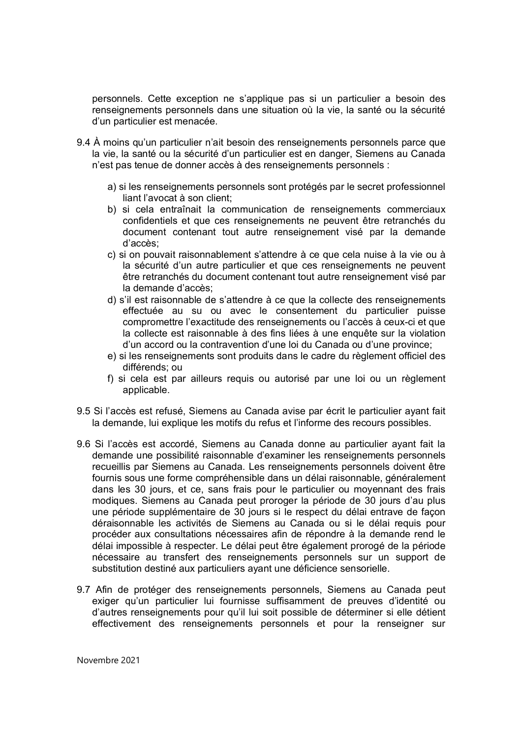personnels. Cette exception ne s'applique pas si un particulier a besoin des renseignements personnels dans une situation où la vie, la santé ou la sécurité d'un particulier est menacée.

9.4 À moins qu'un particulier n'ait besoin des renseignements personnels parce que la vie, la santé ou la sécurité d'un particulier est en danger, Siemens au Canada n'est pas tenue de donner accès à des renseignements personnels :

a) si les renseignements personnels sont protégés par le secret professionnel liant l'avocat à son client;
b) si cela entraînait la communication de renseignements commerciaux confidentiels et que ces renseignements ne peuvent être retranchés du document contenant tout autre renseignement visé par la demande d'accès;
c) si on pouvait raisonnablement s'attendre à ce que cela nuise à la vie ou à la sécurité d'un autre particulier et que ces renseignements ne peuvent être retranchés du document contenant tout autre renseignement visé par la demande d'accès;
d) s'il est raisonnable de s'attendre à ce que la collecte des renseignements effectuée au su ou avec le consentement du particulier puisse compromettre l'exactitude des renseignements ou l'accès à ceux-ci et que la collecte est raisonnable à des fins liées à une enquête sur la violation d'un accord ou la contravention d'une loi du Canada ou d'une province;
e) si les renseignements sont produits dans le cadre du règlement officiel des différends; ou
f) si cela est par ailleurs requis ou autorisé par une loi ou un règlement applicable.

9.5 Si l'accès est refusé, Siemens au Canada avise par écrit le particulier ayant fait la demande, lui explique les motifs du refus et l'informe des recours possibles.

9.6 Si l'accès est accordé, Siemens au Canada donne au particulier ayant fait la demande une possibilité raisonnable d'examiner les renseignements personnels recueillis par Siemens au Canada. Les renseignements personnels doivent être fournis sous une forme compréhensible dans un délai raisonnable, généralement dans les 30 jours, et ce, sans frais pour le particulier ou moyennant des frais modiques. Siemens au Canada peut proroger la période de 30 jours d'au plus une période supplémentaire de 30 jours si le respect du délai entrave de façon déraisonnable les activités de Siemens au Canada ou si le délai requis pour procéder aux consultations nécessaires afin de répondre à la demande rend le délai impossible à respecter. Le délai peut être également prorogé de la période nécessaire au transfert des renseignements personnels sur un support de substitution destiné aux particuliers ayant une déficience sensorielle.

9.7 Afin de protéger des renseignements personnels, Siemens au Canada peut exiger qu'un particulier lui fournisse suffisamment de preuves d'identité ou d'autres renseignements pour qu'il lui soit possible de déterminer si elle détient effectivement des renseignements personnels et pour la renseigner sur

Novembre 2021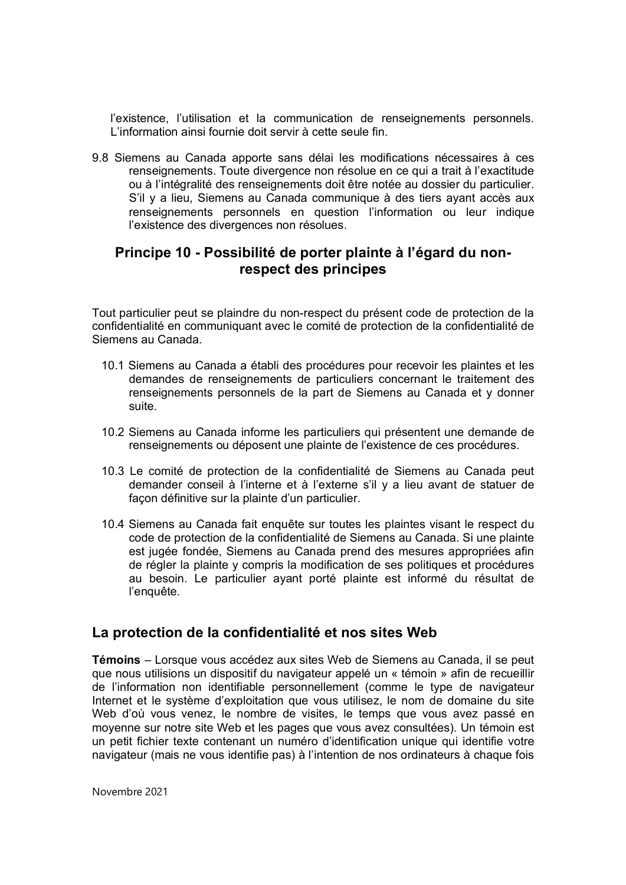l'existence, l'utilisation et la communication de renseignements personnels. L'information ainsi fournie doit servir à cette seule fin.

9.8 Siemens au Canada apporte sans délai les modifications nécessaires à ces renseignements. Toute divergence non résolue en ce qui a trait à l'exactitude ou à l'intégralité des renseignements doit être notée au dossier du particulier. S'il y a lieu, Siemens au Canada communique à des tiers ayant accès aux renseignements personnels en question l'information ou leur indique l'existence des divergences non résolues.

## Principe 10 - Possibilité de porter plainte à l'égard du non-respect des principes

Tout particulier peut se plaindre du non-respect du présent code de protection de la confidentialité en communiquant avec le comité de protection de la confidentialité de Siemens au Canada.

10.1 Siemens au Canada a établi des procédures pour recevoir les plaintes et les demandes de renseignements de particuliers concernant le traitement des renseignements personnels de la part de Siemens au Canada et y donner suite.

10.2 Siemens au Canada informe les particuliers qui présentent une demande de renseignements ou déposent une plainte de l'existence de ces procédures.

10.3 Le comité de protection de la confidentialité de Siemens au Canada peut demander conseil à l'interne et à l'externe s'il y a lieu avant de statuer de façon définitive sur la plainte d'un particulier.

10.4 Siemens au Canada fait enquête sur toutes les plaintes visant le respect du code de protection de la confidentialité de Siemens au Canada. Si une plainte est jugée fondée, Siemens au Canada prend des mesures appropriées afin de régler la plainte y compris la modification de ses politiques et procédures au besoin. Le particulier ayant porté plainte est informé du résultat de l'enquête.

## La protection de la confidentialité et nos sites Web

**Témoins** – Lorsque vous accédez aux sites Web de Siemens au Canada, il se peut que nous utilisions un dispositif du navigateur appelé un « témoin » afin de recueillir de l'information non identifiable personnellement (comme le type de navigateur Internet et le système d'exploitation que vous utilisez, le nom de domaine du site Web d'où vous venez, le nombre de visites, le temps que vous avez passé en moyenne sur notre site Web et les pages que vous avez consultées). Un témoin est un petit fichier texte contenant un numéro d'identification unique qui identifie votre navigateur (mais ne vous identifie pas) à l'intention de nos ordinateurs à chaque fois

Novembre 2021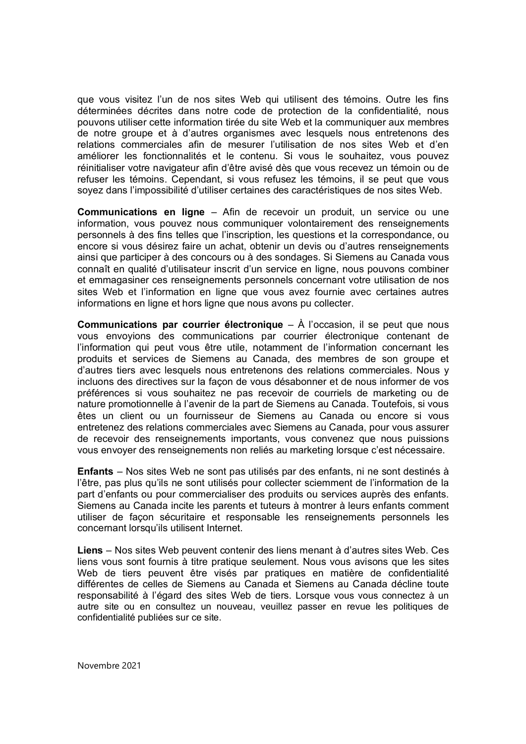que vous visitez l'un de nos sites Web qui utilisent des témoins. Outre les fins déterminées décrites dans notre code de protection de la confidentialité, nous pouvons utiliser cette information tirée du site Web et la communiquer aux membres de notre groupe et à d'autres organismes avec lesquels nous entretenons des relations commerciales afin de mesurer l'utilisation de nos sites Web et d'en améliorer les fonctionnalités et le contenu. Si vous le souhaitez, vous pouvez réinitialiser votre navigateur afin d'être avisé dès que vous recevez un témoin ou de refuser les témoins. Cependant, si vous refusez les témoins, il se peut que vous soyez dans l'impossibilité d'utiliser certaines des caractéristiques de nos sites Web.

**Communications en ligne** – Afin de recevoir un produit, un service ou une information, vous pouvez nous communiquer volontairement des renseignements personnels à des fins telles que l'inscription, les questions et la correspondance, ou encore si vous désirez faire un achat, obtenir un devis ou d'autres renseignements ainsi que participer à des concours ou à des sondages. Si Siemens au Canada vous connaît en qualité d'utilisateur inscrit d'un service en ligne, nous pouvons combiner et emmagasiner ces renseignements personnels concernant votre utilisation de nos sites Web et l'information en ligne que vous avez fournie avec certaines autres informations en ligne et hors ligne que nous avons pu collecter.

**Communications par courrier électronique** – À l'occasion, il se peut que nous vous envoyions des communications par courrier électronique contenant de l'information qui peut vous être utile, notamment de l'information concernant les produits et services de Siemens au Canada, des membres de son groupe et d'autres tiers avec lesquels nous entretenons des relations commerciales. Nous y incluons des directives sur la façon de vous désabonner et de nous informer de vos préférences si vous souhaitez ne pas recevoir de courriels de marketing ou de nature promotionnelle à l'avenir de la part de Siemens au Canada. Toutefois, si vous êtes un client ou un fournisseur de Siemens au Canada ou encore si vous entretenez des relations commerciales avec Siemens au Canada, pour vous assurer de recevoir des renseignements importants, vous convenez que nous puissions vous envoyer des renseignements non reliés au marketing lorsque c'est nécessaire.

**Enfants** – Nos sites Web ne sont pas utilisés par des enfants, ni ne sont destinés à l'être, pas plus qu'ils ne sont utilisés pour collecter sciemment de l'information de la part d'enfants ou pour commercialiser des produits ou services auprès des enfants. Siemens au Canada incite les parents et tuteurs à montrer à leurs enfants comment utiliser de façon sécuritaire et responsable les renseignements personnels les concernant lorsqu'ils utilisent Internet.

**Liens** – Nos sites Web peuvent contenir des liens menant à d'autres sites Web. Ces liens vous sont fournis à titre pratique seulement. Nous vous avisons que les sites Web de tiers peuvent être visés par pratiques en matière de confidentialité différentes de celles de Siemens au Canada et Siemens au Canada décline toute responsabilité à l'égard des sites Web de tiers. Lorsque vous vous connectez à un autre site ou en consultez un nouveau, veuillez passer en revue les politiques de confidentialité publiées sur ce site.

Novembre 2021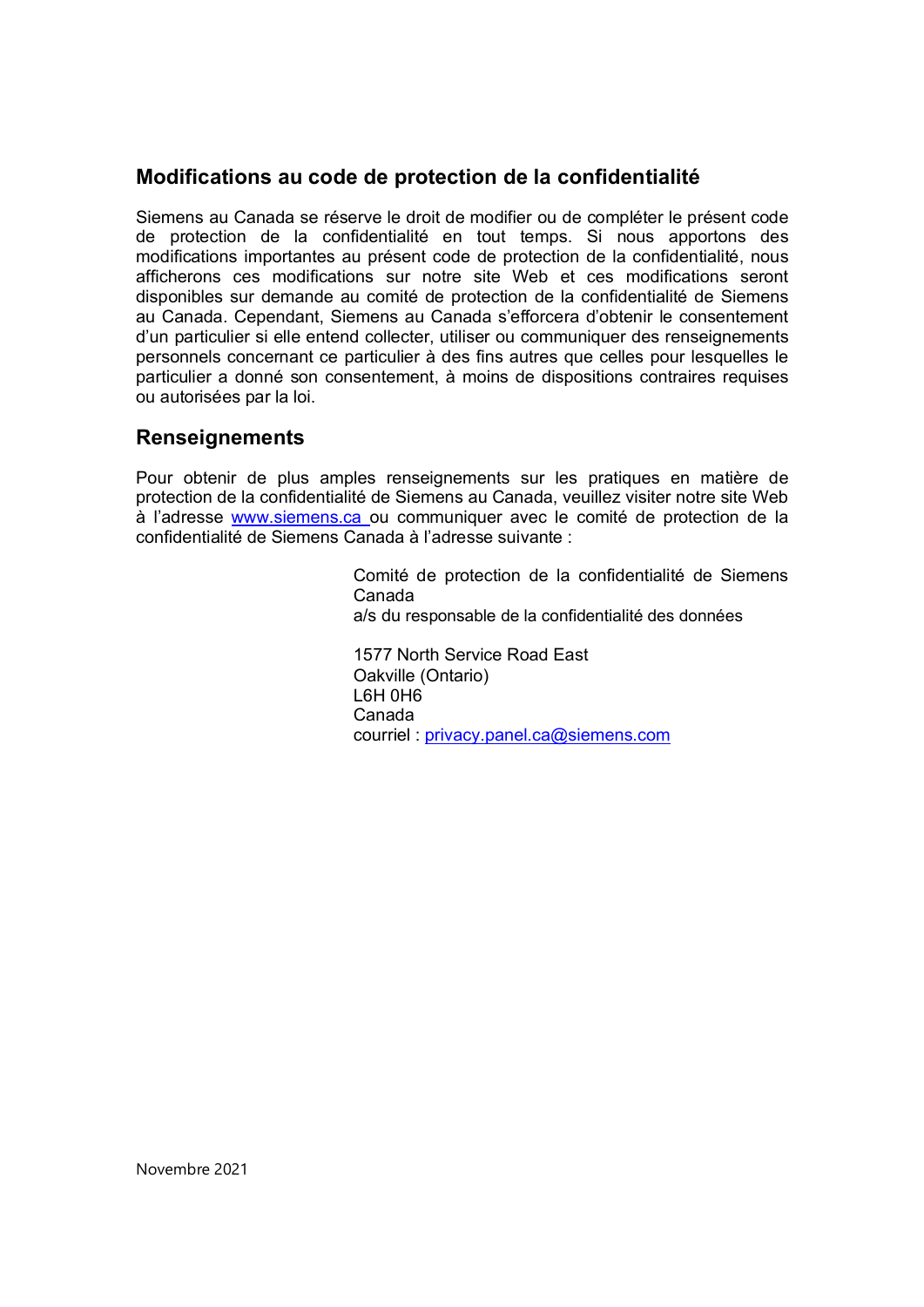## Modifications au code de protection de la confidentialité

Siemens au Canada se réserve le droit de modifier ou de compléter le présent code de protection de la confidentialité en tout temps. Si nous apportons des modifications importantes au présent code de protection de la confidentialité, nous afficherons ces modifications sur notre site Web et ces modifications seront disponibles sur demande au comité de protection de la confidentialité de Siemens au Canada. Cependant, Siemens au Canada s'efforcera d'obtenir le consentement d'un particulier si elle entend collecter, utiliser ou communiquer des renseignements personnels concernant ce particulier à des fins autres que celles pour lesquelles le particulier a donné son consentement, à moins de dispositions contraires requises ou autorisées par la loi.

## Renseignements

Pour obtenir de plus amples renseignements sur les pratiques en matière de protection de la confidentialité de Siemens au Canada, veuillez visiter notre site Web à l'adresse www.siemens.ca ou communiquer avec le comité de protection de la confidentialité de Siemens Canada à l'adresse suivante :

Comité de protection de la confidentialité de Siemens Canada
a/s du responsable de la confidentialité des données

1577 North Service Road East
Oakville (Ontario)
L6H 0H6
Canada
courriel : privacy.panel.ca@siemens.com

Novembre 2021